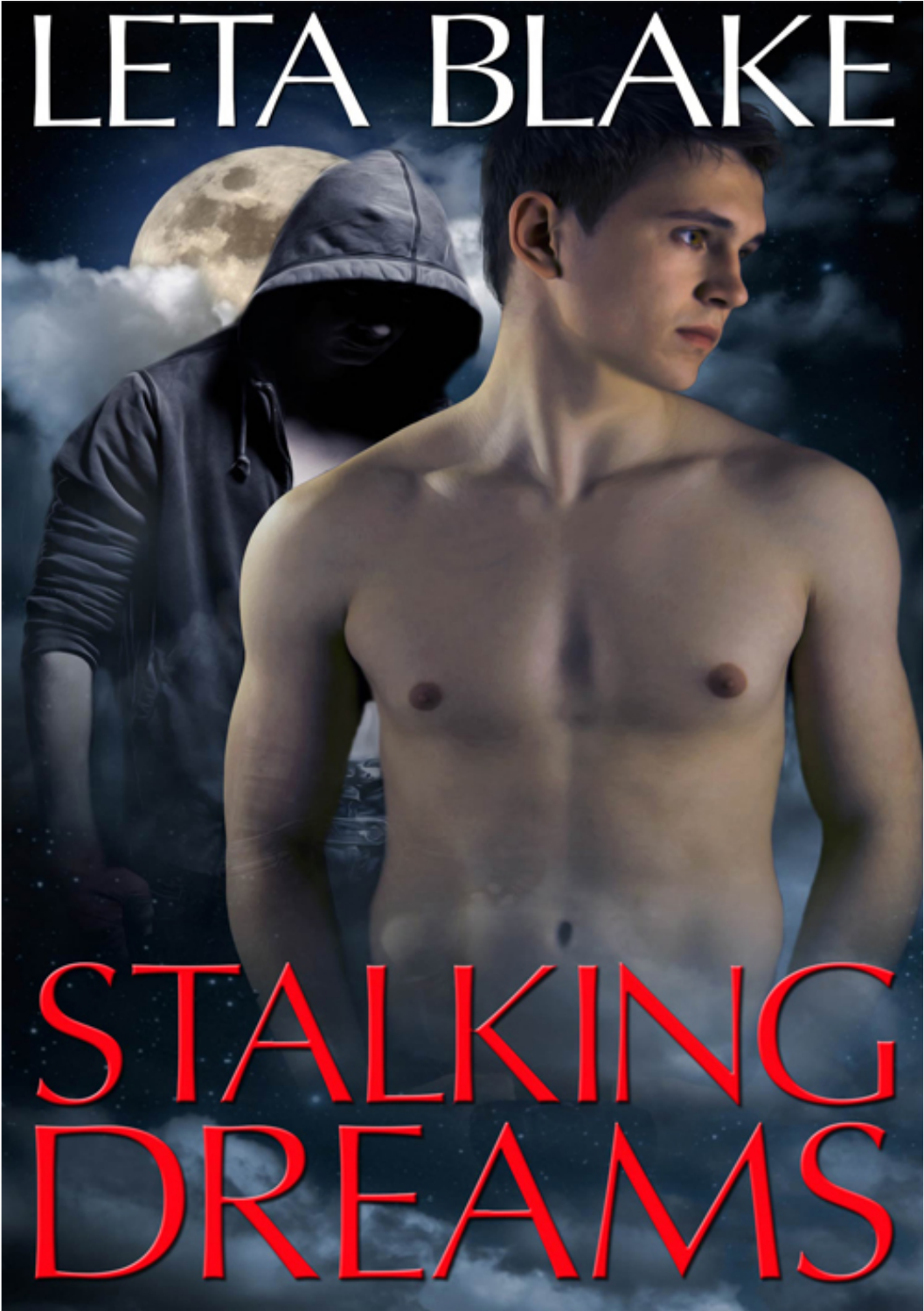LETA BLAKE

# STALKING DREAMS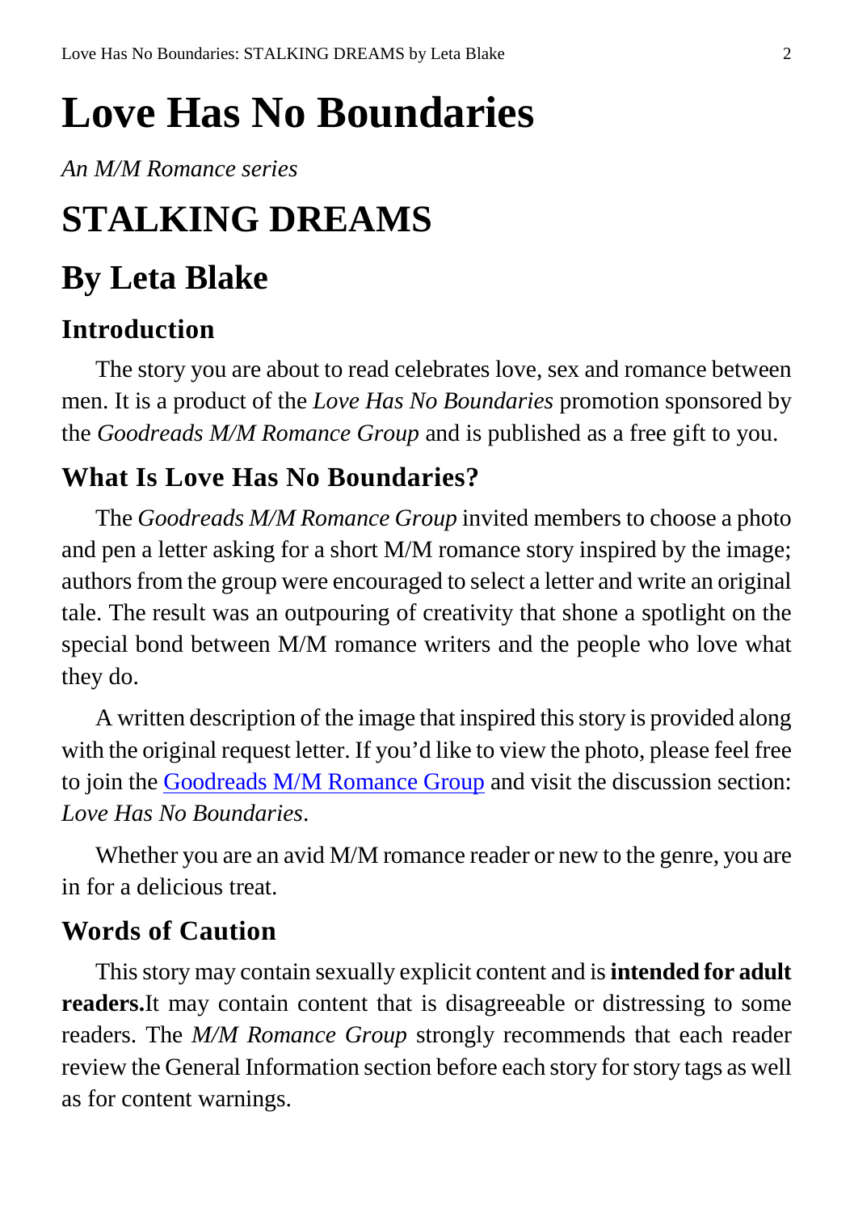# Love Has No Boundaries

*An M/M Romance series*

# STALKING DREAMS

## By Leta Blake

### Introduction

The story you are about to read celebrates love, sex and romance between men. It is a product of the *Love Has No Boundaries* promotion sponsored by the *Goodreads M/M Romance Group* and is published as a free gift to you.

### What Is Love Has No Boundaries?

The *Goodreads M/M Romance Group* invited members to choose a photo and pen a letter asking for a short M/M romance story inspired by the image; authors from the group were encouraged to select a letter and write an original tale. The result was an outpouring of creativity that shone a spotlight on the special bond between M/M romance writers and the people who love what they do.

A written description of the image that inspired this story is provided along with the original request letter. If you'd like to view the photo, please feel free to join the Goodreads M/M Romance Group and visit the discussion section: *Love Has No Boundaries*.

Whether you are an avid M/M romance reader or new to the genre, you are in for a delicious treat.

### Words of Caution

This story may contain sexually explicit content and is **intended for adult readers.** It may contain content that is disagreeable or distressing to some readers. The *M/M Romance Group* strongly recommends that each reader review the General Information section before each story for story tags as well as for content warnings.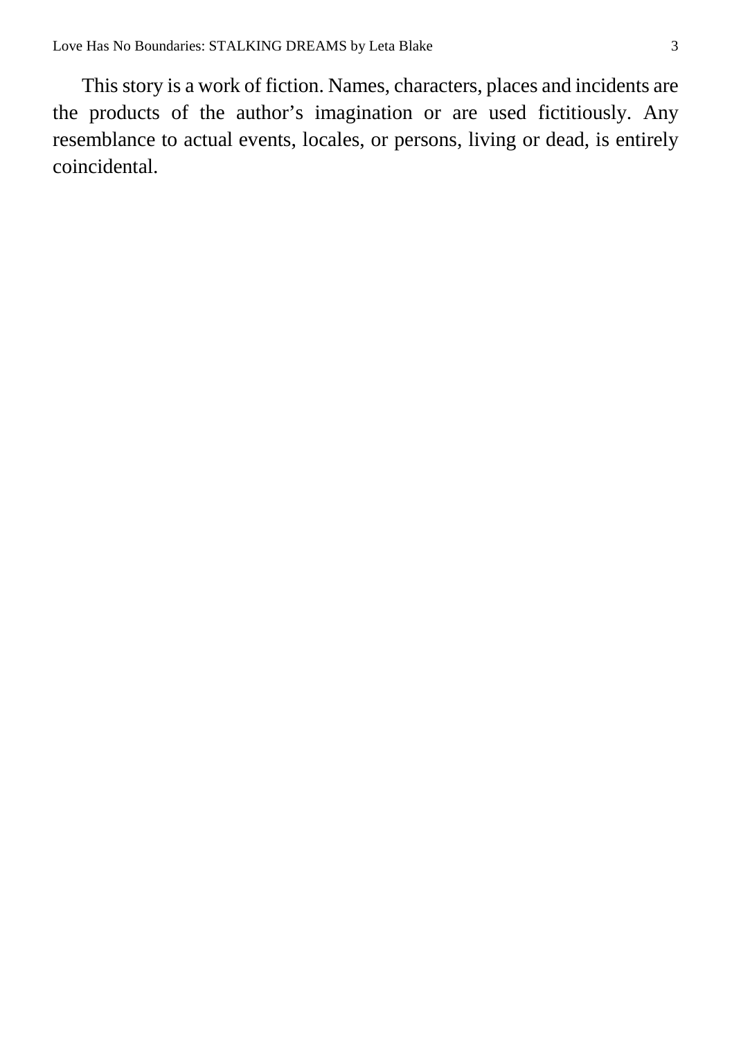This story is a work of fiction. Names, characters, places and incidents are the products of the author's imagination or are used fictitiously. Any resemblance to actual events, locales, or persons, living or dead, is entirely coincidental.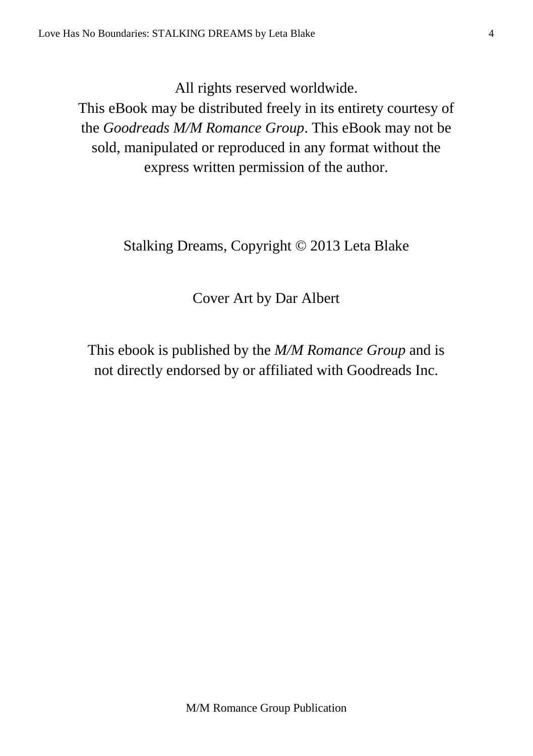All rights reserved worldwide.
This eBook may be distributed freely in its entirety courtesy of the *Goodreads M/M Romance Group*. This eBook may not be sold, manipulated or reproduced in any format without the express written permission of the author.

Stalking Dreams, Copyright © 2013 Leta Blake

Cover Art by Dar Albert

This ebook is published by the *M/M Romance Group* and is not directly endorsed by or affiliated with Goodreads Inc.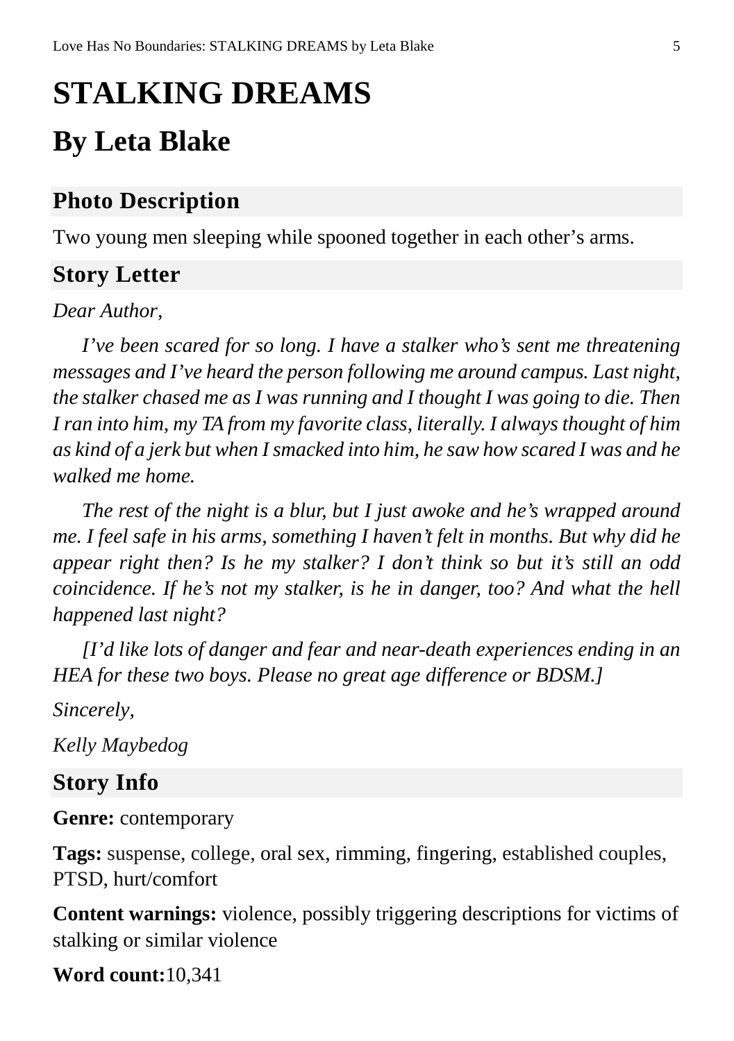# STALKING DREAMS

# By Leta Blake

## Photo Description

Two young men sleeping while spooned together in each other's arms.

## Story Letter

*Dear Author,*

*I've been scared for so long. I have a stalker who's sent me threatening messages and I've heard the person following me around campus. Last night, the stalker chased me as I was running and I thought I was going to die. Then I ran into him, my TA from my favorite class, literally. I always thought of him as kind of a jerk but when I smacked into him, he saw how scared I was and he walked me home.*

*The rest of the night is a blur, but I just awoke and he's wrapped around me. I feel safe in his arms, something I haven't felt in months. But why did he appear right then? Is he my stalker? I don't think so but it's still an odd coincidence. If he's not my stalker, is he in danger, too? And what the hell happened last night?*

*[I'd like lots of danger and fear and near-death experiences ending in an HEA for these two boys. Please no great age difference or BDSM.]*

*Sincerely,*

*Kelly Maybedog*

## Story Info

**Genre:** contemporary

**Tags:** suspense, college, oral sex, rimming, fingering, established couples, PTSD, hurt/comfort

**Content warnings:** violence, possibly triggering descriptions for victims of stalking or similar violence

**Word count:**10,341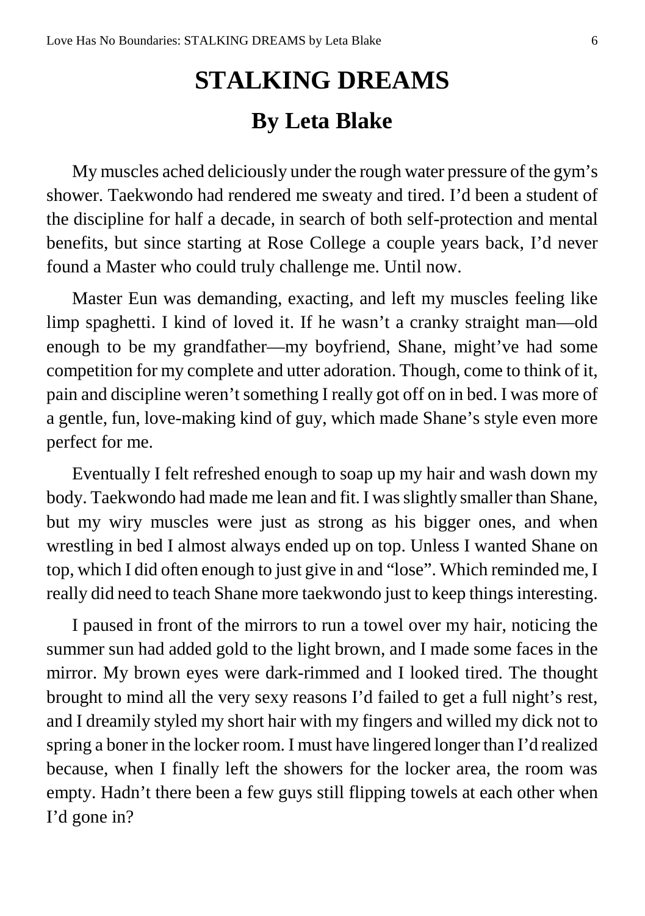# STALKING DREAMS

## By Leta Blake

My muscles ached deliciously under the rough water pressure of the gym's shower. Taekwondo had rendered me sweaty and tired. I'd been a student of the discipline for half a decade, in search of both self-protection and mental benefits, but since starting at Rose College a couple years back, I'd never found a Master who could truly challenge me. Until now.

Master Eun was demanding, exacting, and left my muscles feeling like limp spaghetti. I kind of loved it. If he wasn't a cranky straight man—old enough to be my grandfather—my boyfriend, Shane, might've had some competition for my complete and utter adoration. Though, come to think of it, pain and discipline weren't something I really got off on in bed. I was more of a gentle, fun, love-making kind of guy, which made Shane's style even more perfect for me.

Eventually I felt refreshed enough to soap up my hair and wash down my body. Taekwondo had made me lean and fit. I was slightly smaller than Shane, but my wiry muscles were just as strong as his bigger ones, and when wrestling in bed I almost always ended up on top. Unless I wanted Shane on top, which I did often enough to just give in and "lose". Which reminded me, I really did need to teach Shane more taekwondo just to keep things interesting.

I paused in front of the mirrors to run a towel over my hair, noticing the summer sun had added gold to the light brown, and I made some faces in the mirror. My brown eyes were dark-rimmed and I looked tired. The thought brought to mind all the very sexy reasons I'd failed to get a full night's rest, and I dreamily styled my short hair with my fingers and willed my dick not to spring a boner in the locker room. I must have lingered longer than I'd realized because, when I finally left the showers for the locker area, the room was empty. Hadn't there been a few guys still flipping towels at each other when I'd gone in?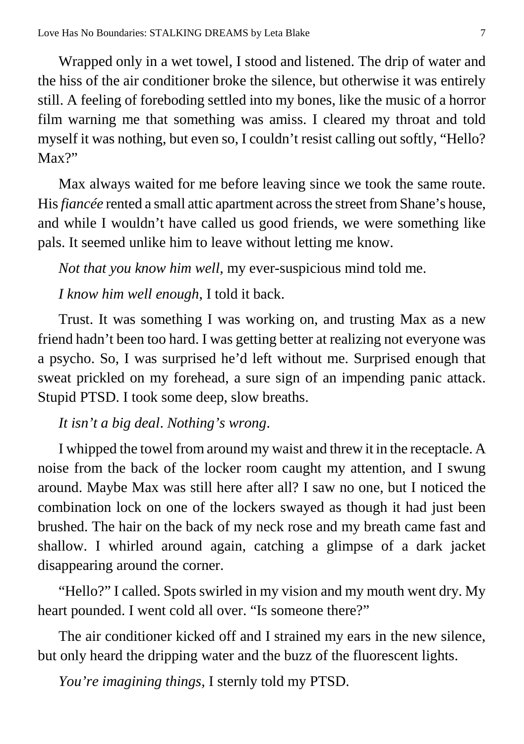Wrapped only in a wet towel, I stood and listened. The drip of water and the hiss of the air conditioner broke the silence, but otherwise it was entirely still. A feeling of foreboding settled into my bones, like the music of a horror film warning me that something was amiss. I cleared my throat and told myself it was nothing, but even so, I couldn't resist calling out softly, "Hello? Max?"

Max always waited for me before leaving since we took the same route. His *fiancée* rented a small attic apartment across the street from Shane's house, and while I wouldn't have called us good friends, we were something like pals. It seemed unlike him to leave without letting me know.

*Not that you know him well*, my ever-suspicious mind told me.

*I know him well enough*, I told it back.

Trust. It was something I was working on, and trusting Max as a new friend hadn't been too hard. I was getting better at realizing not everyone was a psycho. So, I was surprised he'd left without me. Surprised enough that sweat prickled on my forehead, a sure sign of an impending panic attack. Stupid PTSD. I took some deep, slow breaths.

*It isn't a big deal. Nothing's wrong.*

I whipped the towel from around my waist and threw it in the receptacle. A noise from the back of the locker room caught my attention, and I swung around. Maybe Max was still here after all? I saw no one, but I noticed the combination lock on one of the lockers swayed as though it had just been brushed. The hair on the back of my neck rose and my breath came fast and shallow. I whirled around again, catching a glimpse of a dark jacket disappearing around the corner.

"Hello?" I called. Spots swirled in my vision and my mouth went dry. My heart pounded. I went cold all over. "Is someone there?"

The air conditioner kicked off and I strained my ears in the new silence, but only heard the dripping water and the buzz of the fluorescent lights.

*You're imagining things*, I sternly told my PTSD.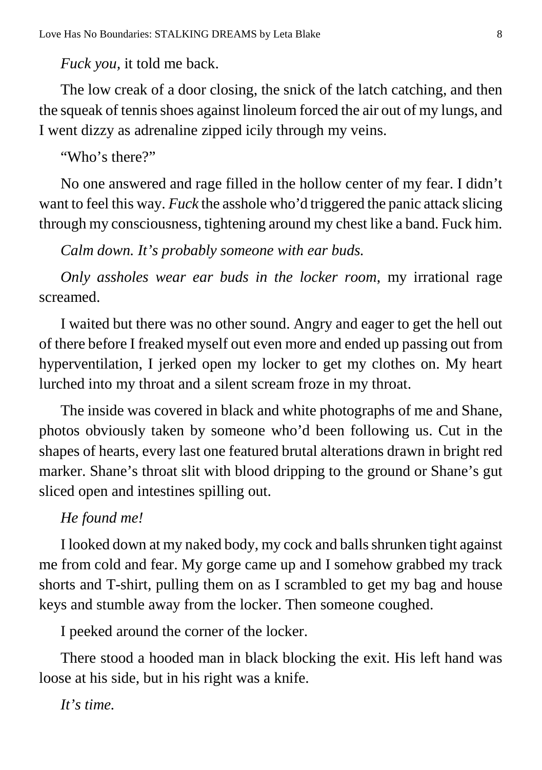*Fuck you*, it told me back.

The low creak of a door closing, the snick of the latch catching, and then the squeak of tennis shoes against linoleum forced the air out of my lungs, and I went dizzy as adrenaline zipped icily through my veins.

"Who's there?"

No one answered and rage filled in the hollow center of my fear. I didn't want to feel this way. *Fuck* the asshole who'd triggered the panic attack slicing through my consciousness, tightening around my chest like a band. Fuck him.

*Calm down. It's probably someone with ear buds.*

*Only assholes wear ear buds in the locker room*, my irrational rage screamed.

I waited but there was no other sound. Angry and eager to get the hell out of there before I freaked myself out even more and ended up passing out from hyperventilation, I jerked open my locker to get my clothes on. My heart lurched into my throat and a silent scream froze in my throat.

The inside was covered in black and white photographs of me and Shane, photos obviously taken by someone who'd been following us. Cut in the shapes of hearts, every last one featured brutal alterations drawn in bright red marker. Shane's throat slit with blood dripping to the ground or Shane's gut sliced open and intestines spilling out.

*He found me!*

I looked down at my naked body, my cock and balls shrunken tight against me from cold and fear. My gorge came up and I somehow grabbed my track shorts and T-shirt, pulling them on as I scrambled to get my bag and house keys and stumble away from the locker. Then someone coughed.

I peeked around the corner of the locker.

There stood a hooded man in black blocking the exit. His left hand was loose at his side, but in his right was a knife.

*It's time.*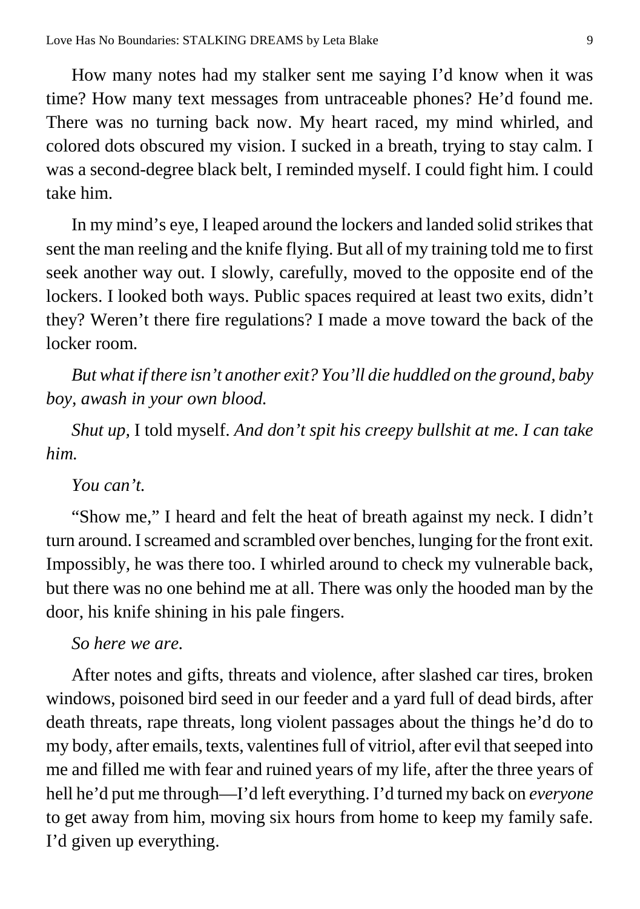How many notes had my stalker sent me saying I'd know when it was time? How many text messages from untraceable phones? He'd found me. There was no turning back now. My heart raced, my mind whirled, and colored dots obscured my vision. I sucked in a breath, trying to stay calm. I was a second-degree black belt, I reminded myself. I could fight him. I could take him.

In my mind's eye, I leaped around the lockers and landed solid strikes that sent the man reeling and the knife flying. But all of my training told me to first seek another way out. I slowly, carefully, moved to the opposite end of the lockers. I looked both ways. Public spaces required at least two exits, didn't they? Weren't there fire regulations? I made a move toward the back of the locker room.

*But what if there isn't another exit? You'll die huddled on the ground, baby boy, awash in your own blood.*

*Shut up*, I told myself. *And don't spit his creepy bullshit at me. I can take him.*

*You can't.*

"Show me," I heard and felt the heat of breath against my neck. I didn't turn around. I screamed and scrambled over benches, lunging for the front exit. Impossibly, he was there too. I whirled around to check my vulnerable back, but there was no one behind me at all. There was only the hooded man by the door, his knife shining in his pale fingers.

*So here we are.*

After notes and gifts, threats and violence, after slashed car tires, broken windows, poisoned bird seed in our feeder and a yard full of dead birds, after death threats, rape threats, long violent passages about the things he'd do to my body, after emails, texts, valentines full of vitriol, after evil that seeped into me and filled me with fear and ruined years of my life, after the three years of hell he'd put me through—I'd left everything. I'd turned my back on *everyone* to get away from him, moving six hours from home to keep my family safe. I'd given up everything.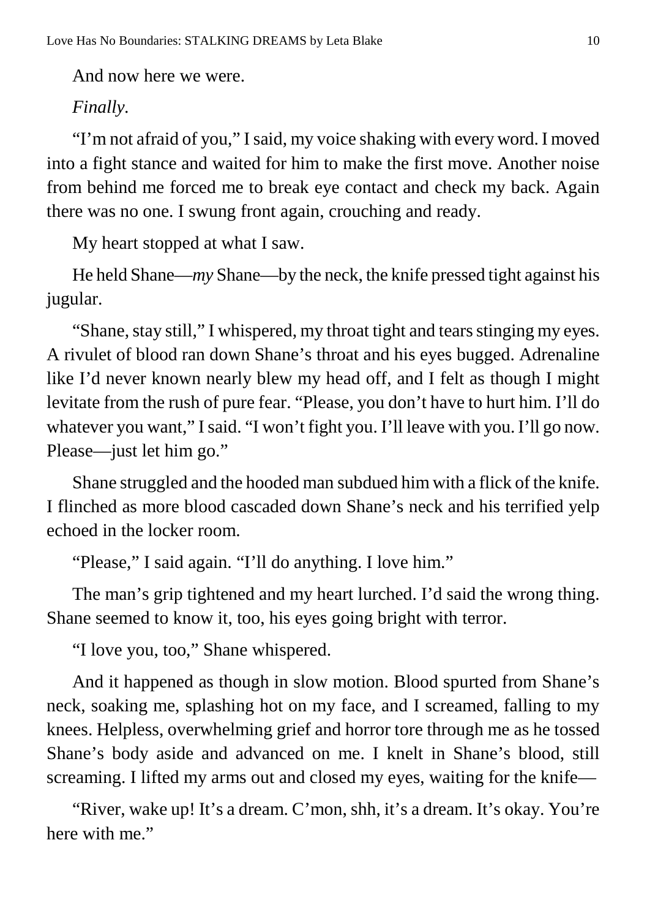And now here we were.

*Finally*.

"I'm not afraid of you," I said, my voice shaking with every word. I moved into a fight stance and waited for him to make the first move. Another noise from behind me forced me to break eye contact and check my back. Again there was no one. I swung front again, crouching and ready.

My heart stopped at what I saw.

He held Shane—*my* Shane—by the neck, the knife pressed tight against his jugular.

"Shane, stay still," I whispered, my throat tight and tears stinging my eyes. A rivulet of blood ran down Shane's throat and his eyes bugged. Adrenaline like I'd never known nearly blew my head off, and I felt as though I might levitate from the rush of pure fear. "Please, you don't have to hurt him. I'll do whatever you want," I said. "I won't fight you. I'll leave with you. I'll go now. Please—just let him go."

Shane struggled and the hooded man subdued him with a flick of the knife. I flinched as more blood cascaded down Shane's neck and his terrified yelp echoed in the locker room.

"Please," I said again. "I'll do anything. I love him."

The man's grip tightened and my heart lurched. I'd said the wrong thing. Shane seemed to know it, too, his eyes going bright with terror.

"I love you, too," Shane whispered.

And it happened as though in slow motion. Blood spurted from Shane's neck, soaking me, splashing hot on my face, and I screamed, falling to my knees. Helpless, overwhelming grief and horror tore through me as he tossed Shane's body aside and advanced on me. I knelt in Shane's blood, still screaming. I lifted my arms out and closed my eyes, waiting for the knife—

"River, wake up! It's a dream. C'mon, shh, it's a dream. It's okay. You're here with me."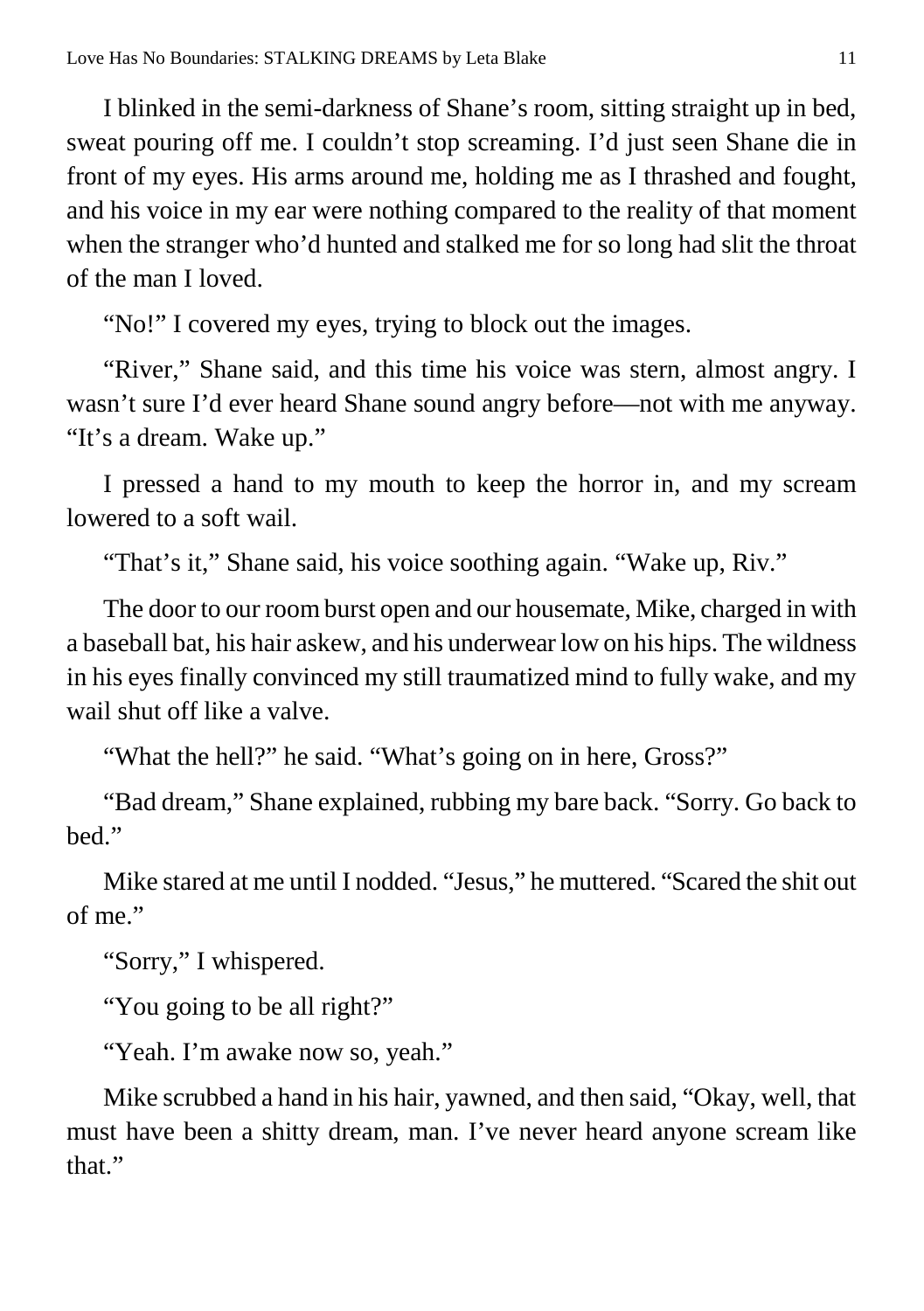I blinked in the semi-darkness of Shane's room, sitting straight up in bed, sweat pouring off me. I couldn't stop screaming. I'd just seen Shane die in front of my eyes. His arms around me, holding me as I thrashed and fought, and his voice in my ear were nothing compared to the reality of that moment when the stranger who'd hunted and stalked me for so long had slit the throat of the man I loved.

"No!" I covered my eyes, trying to block out the images.

"River," Shane said, and this time his voice was stern, almost angry. I wasn't sure I'd ever heard Shane sound angry before—not with me anyway. "It's a dream. Wake up."

I pressed a hand to my mouth to keep the horror in, and my scream lowered to a soft wail.

"That's it," Shane said, his voice soothing again. "Wake up, Riv."

The door to our room burst open and our housemate, Mike, charged in with a baseball bat, his hair askew, and his underwear low on his hips. The wildness in his eyes finally convinced my still traumatized mind to fully wake, and my wail shut off like a valve.

"What the hell?" he said. "What's going on in here, Gross?"

"Bad dream," Shane explained, rubbing my bare back. "Sorry. Go back to bed."

Mike stared at me until I nodded. "Jesus," he muttered. "Scared the shit out of me."

"Sorry," I whispered.

"You going to be all right?"

"Yeah. I'm awake now so, yeah."

Mike scrubbed a hand in his hair, yawned, and then said, "Okay, well, that must have been a shitty dream, man. I've never heard anyone scream like that."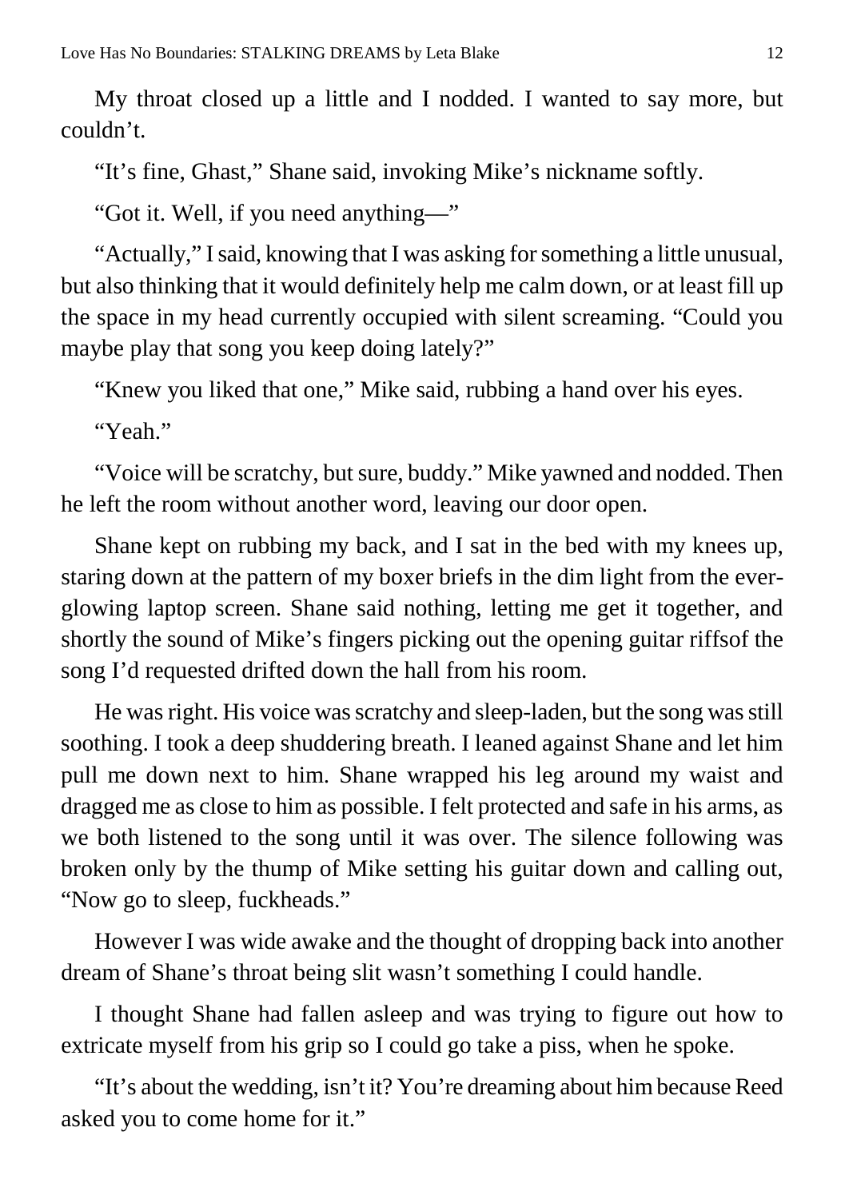My throat closed up a little and I nodded. I wanted to say more, but couldn't.

"It's fine, Ghast," Shane said, invoking Mike's nickname softly.

"Got it. Well, if you need anything—"

"Actually," I said, knowing that I was asking for something a little unusual, but also thinking that it would definitely help me calm down, or at least fill up the space in my head currently occupied with silent screaming. "Could you maybe play that song you keep doing lately?"

"Knew you liked that one," Mike said, rubbing a hand over his eyes.

"Yeah."

"Voice will be scratchy, but sure, buddy." Mike yawned and nodded. Then he left the room without another word, leaving our door open.

Shane kept on rubbing my back, and I sat in the bed with my knees up, staring down at the pattern of my boxer briefs in the dim light from the ever-glowing laptop screen. Shane said nothing, letting me get it together, and shortly the sound of Mike's fingers picking out the opening guitar riffsof the song I'd requested drifted down the hall from his room.

He was right. His voice was scratchy and sleep-laden, but the song was still soothing. I took a deep shuddering breath. I leaned against Shane and let him pull me down next to him. Shane wrapped his leg around my waist and dragged me as close to him as possible. I felt protected and safe in his arms, as we both listened to the song until it was over. The silence following was broken only by the thump of Mike setting his guitar down and calling out, "Now go to sleep, fuckheads."

However I was wide awake and the thought of dropping back into another dream of Shane's throat being slit wasn't something I could handle.

I thought Shane had fallen asleep and was trying to figure out how to extricate myself from his grip so I could go take a piss, when he spoke.

"It's about the wedding, isn't it? You're dreaming about him because Reed asked you to come home for it."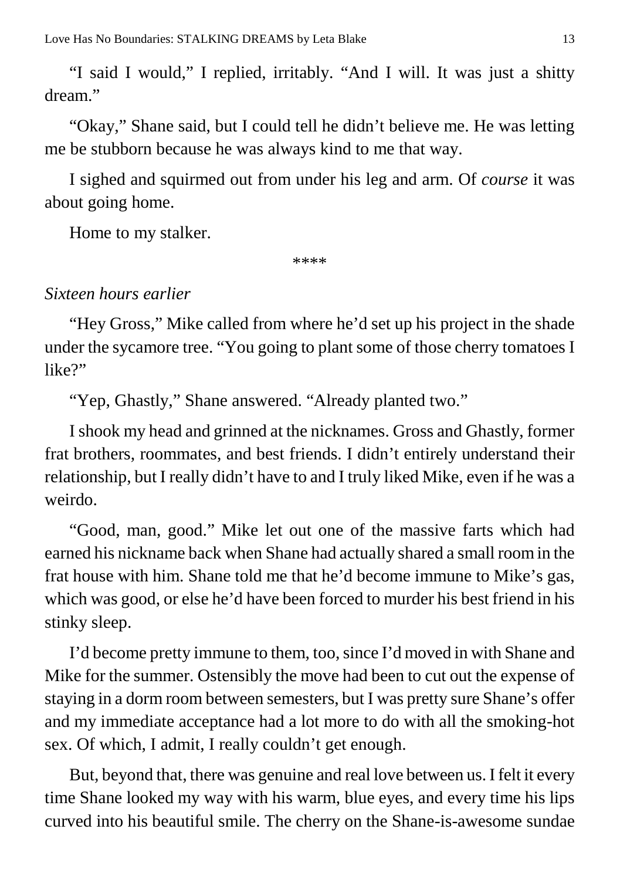"I said I would," I replied, irritably. "And I will. It was just a shitty dream."

"Okay," Shane said, but I could tell he didn't believe me. He was letting me be stubborn because he was always kind to me that way.

I sighed and squirmed out from under his leg and arm. Of *course* it was about going home.

Home to my stalker.

****

*Sixteen hours earlier*

"Hey Gross," Mike called from where he'd set up his project in the shade under the sycamore tree. "You going to plant some of those cherry tomatoes I like?"

"Yep, Ghastly," Shane answered. "Already planted two."

I shook my head and grinned at the nicknames. Gross and Ghastly, former frat brothers, roommates, and best friends. I didn't entirely understand their relationship, but I really didn't have to and I truly liked Mike, even if he was a weirdo.

"Good, man, good." Mike let out one of the massive farts which had earned his nickname back when Shane had actually shared a small room in the frat house with him. Shane told me that he'd become immune to Mike's gas, which was good, or else he'd have been forced to murder his best friend in his stinky sleep.

I'd become pretty immune to them, too, since I'd moved in with Shane and Mike for the summer. Ostensibly the move had been to cut out the expense of staying in a dorm room between semesters, but I was pretty sure Shane's offer and my immediate acceptance had a lot more to do with all the smoking-hot sex. Of which, I admit, I really couldn't get enough.

But, beyond that, there was genuine and real love between us. I felt it every time Shane looked my way with his warm, blue eyes, and every time his lips curved into his beautiful smile. The cherry on the Shane-is-awesome sundae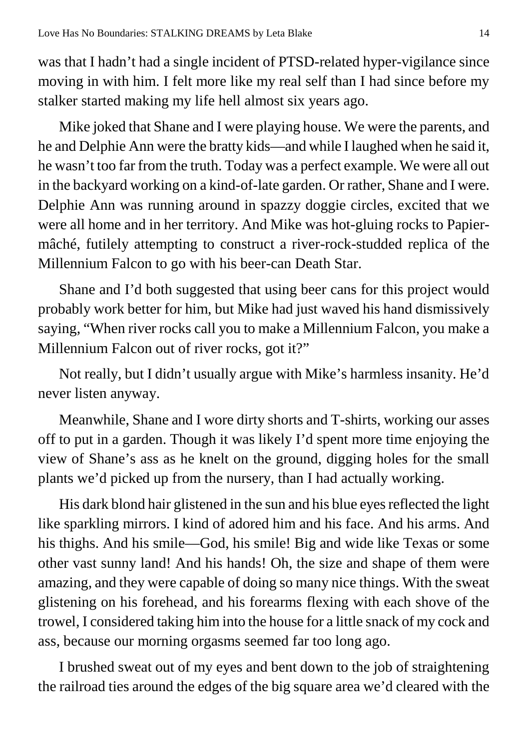was that I hadn't had a single incident of PTSD-related hyper-vigilance since moving in with him. I felt more like my real self than I had since before my stalker started making my life hell almost six years ago.

Mike joked that Shane and I were playing house. We were the parents, and he and Delphie Ann were the bratty kids—and while I laughed when he said it, he wasn't too far from the truth. Today was a perfect example. We were all out in the backyard working on a kind-of-late garden. Or rather, Shane and I were. Delphie Ann was running around in spazzy doggie circles, excited that we were all home and in her territory. And Mike was hot-gluing rocks to Papier-mâché, futilely attempting to construct a river-rock-studded replica of the Millennium Falcon to go with his beer-can Death Star.

Shane and I'd both suggested that using beer cans for this project would probably work better for him, but Mike had just waved his hand dismissively saying, "When river rocks call you to make a Millennium Falcon, you make a Millennium Falcon out of river rocks, got it?"

Not really, but I didn't usually argue with Mike's harmless insanity. He'd never listen anyway.

Meanwhile, Shane and I wore dirty shorts and T-shirts, working our asses off to put in a garden. Though it was likely I'd spent more time enjoying the view of Shane's ass as he knelt on the ground, digging holes for the small plants we'd picked up from the nursery, than I had actually working.

His dark blond hair glistened in the sun and his blue eyes reflected the light like sparkling mirrors. I kind of adored him and his face. And his arms. And his thighs. And his smile—God, his smile! Big and wide like Texas or some other vast sunny land! And his hands! Oh, the size and shape of them were amazing, and they were capable of doing so many nice things. With the sweat glistening on his forehead, and his forearms flexing with each shove of the trowel, I considered taking him into the house for a little snack of my cock and ass, because our morning orgasms seemed far too long ago.

I brushed sweat out of my eyes and bent down to the job of straightening the railroad ties around the edges of the big square area we'd cleared with the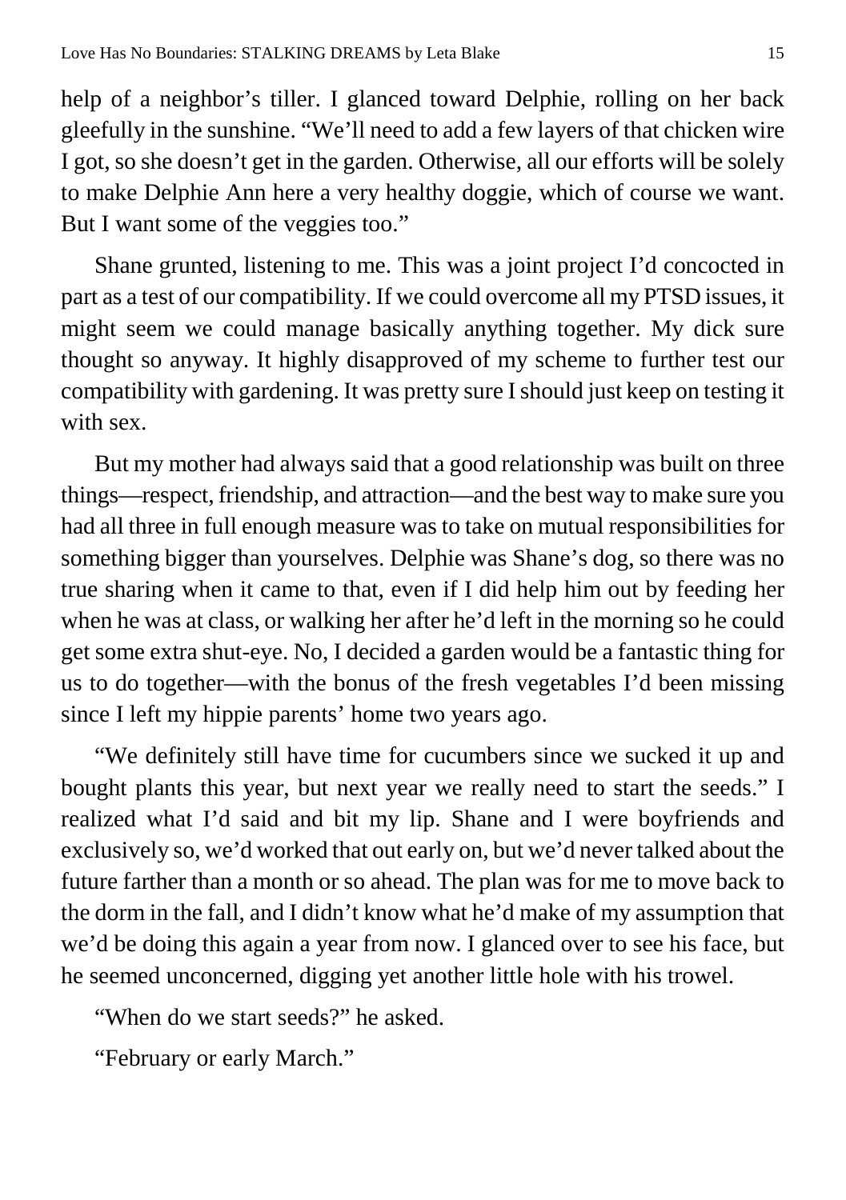help of a neighbor's tiller. I glanced toward Delphie, rolling on her back gleefully in the sunshine. "We'll need to add a few layers of that chicken wire I got, so she doesn't get in the garden. Otherwise, all our efforts will be solely to make Delphie Ann here a very healthy doggie, which of course we want. But I want some of the veggies too."

Shane grunted, listening to me. This was a joint project I'd concocted in part as a test of our compatibility. If we could overcome all my PTSD issues, it might seem we could manage basically anything together. My dick sure thought so anyway. It highly disapproved of my scheme to further test our compatibility with gardening. It was pretty sure I should just keep on testing it with sex.

But my mother had always said that a good relationship was built on three things—respect, friendship, and attraction—and the best way to make sure you had all three in full enough measure was to take on mutual responsibilities for something bigger than yourselves. Delphie was Shane's dog, so there was no true sharing when it came to that, even if I did help him out by feeding her when he was at class, or walking her after he'd left in the morning so he could get some extra shut-eye. No, I decided a garden would be a fantastic thing for us to do together—with the bonus of the fresh vegetables I'd been missing since I left my hippie parents' home two years ago.

"We definitely still have time for cucumbers since we sucked it up and bought plants this year, but next year we really need to start the seeds." I realized what I'd said and bit my lip. Shane and I were boyfriends and exclusively so, we'd worked that out early on, but we'd never talked about the future farther than a month or so ahead. The plan was for me to move back to the dorm in the fall, and I didn't know what he'd make of my assumption that we'd be doing this again a year from now. I glanced over to see his face, but he seemed unconcerned, digging yet another little hole with his trowel.

"When do we start seeds?" he asked.

"February or early March."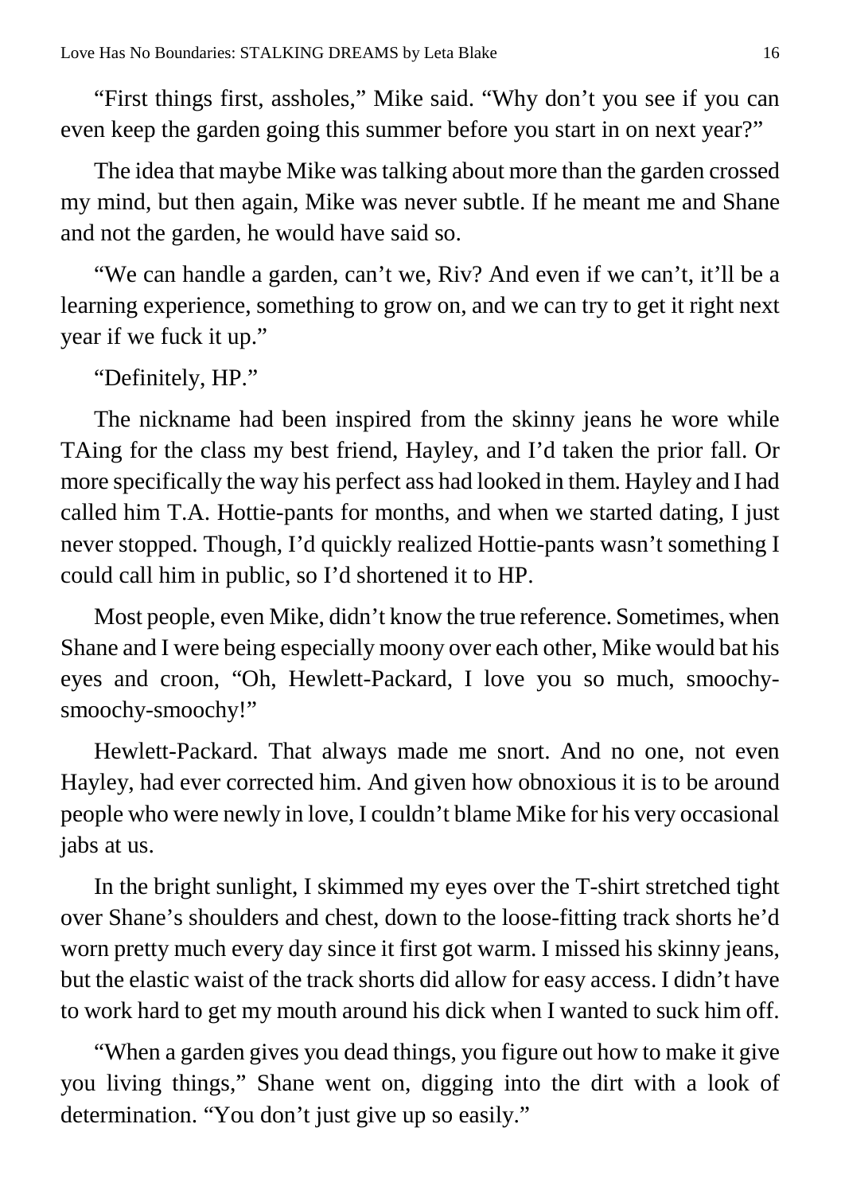"First things first, assholes," Mike said. "Why don't you see if you can even keep the garden going this summer before you start in on next year?"

The idea that maybe Mike was talking about more than the garden crossed my mind, but then again, Mike was never subtle. If he meant me and Shane and not the garden, he would have said so.

"We can handle a garden, can't we, Riv? And even if we can't, it'll be a learning experience, something to grow on, and we can try to get it right next year if we fuck it up."

"Definitely, HP."

The nickname had been inspired from the skinny jeans he wore while TAing for the class my best friend, Hayley, and I'd taken the prior fall. Or more specifically the way his perfect ass had looked in them. Hayley and I had called him T.A. Hottie-pants for months, and when we started dating, I just never stopped. Though, I'd quickly realized Hottie-pants wasn't something I could call him in public, so I'd shortened it to HP.

Most people, even Mike, didn't know the true reference. Sometimes, when Shane and I were being especially moony over each other, Mike would bat his eyes and croon, "Oh, Hewlett-Packard, I love you so much, smoochy-smoochy-smoochy!"

Hewlett-Packard. That always made me snort. And no one, not even Hayley, had ever corrected him. And given how obnoxious it is to be around people who were newly in love, I couldn't blame Mike for his very occasional jabs at us.

In the bright sunlight, I skimmed my eyes over the T-shirt stretched tight over Shane's shoulders and chest, down to the loose-fitting track shorts he'd worn pretty much every day since it first got warm. I missed his skinny jeans, but the elastic waist of the track shorts did allow for easy access. I didn't have to work hard to get my mouth around his dick when I wanted to suck him off.

"When a garden gives you dead things, you figure out how to make it give you living things," Shane went on, digging into the dirt with a look of determination. "You don't just give up so easily."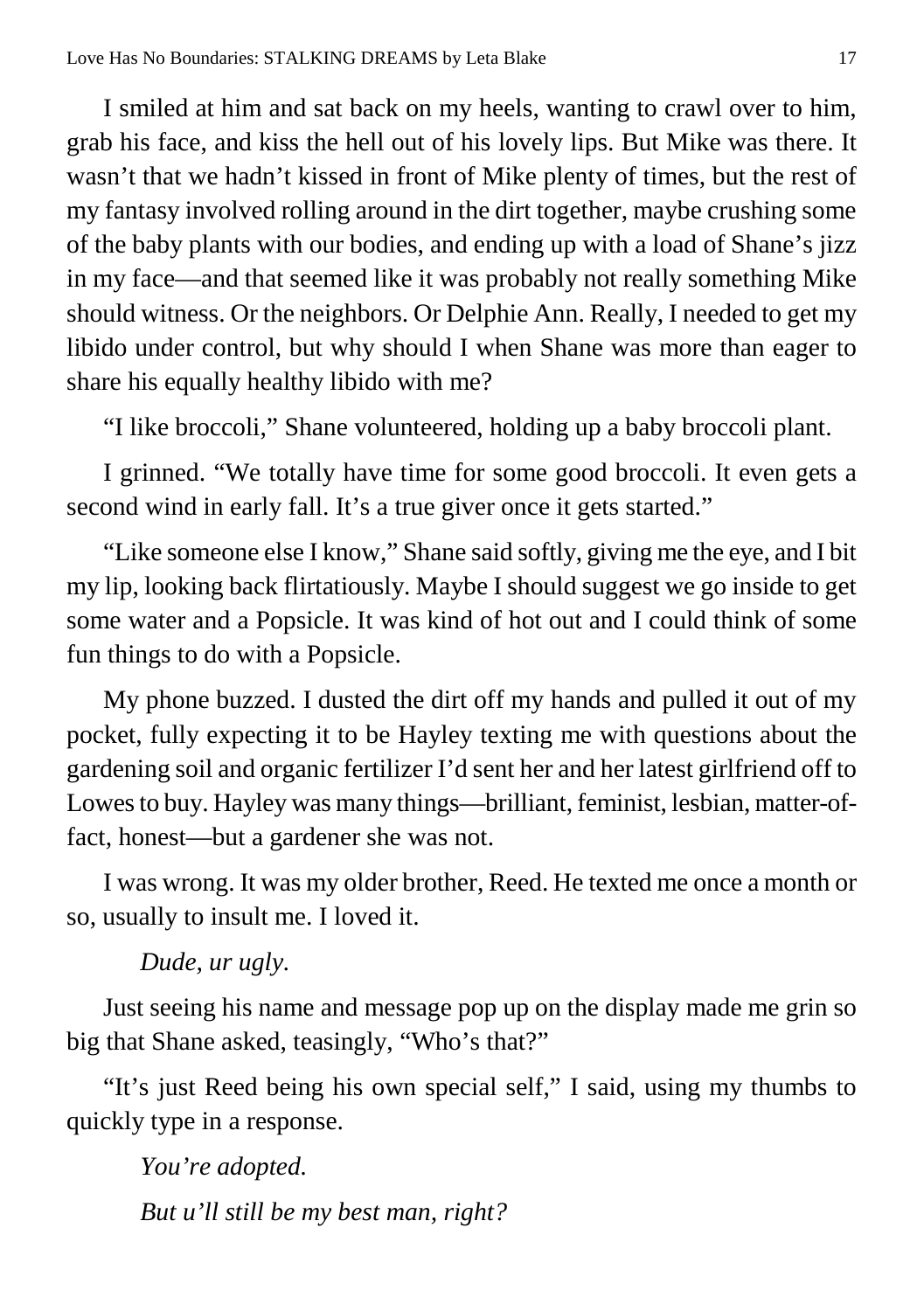I smiled at him and sat back on my heels, wanting to crawl over to him, grab his face, and kiss the hell out of his lovely lips. But Mike was there. It wasn't that we hadn't kissed in front of Mike plenty of times, but the rest of my fantasy involved rolling around in the dirt together, maybe crushing some of the baby plants with our bodies, and ending up with a load of Shane's jizz in my face—and that seemed like it was probably not really something Mike should witness. Or the neighbors. Or Delphie Ann. Really, I needed to get my libido under control, but why should I when Shane was more than eager to share his equally healthy libido with me?

"I like broccoli," Shane volunteered, holding up a baby broccoli plant.

I grinned. "We totally have time for some good broccoli. It even gets a second wind in early fall. It's a true giver once it gets started."

"Like someone else I know," Shane said softly, giving me the eye, and I bit my lip, looking back flirtatiously. Maybe I should suggest we go inside to get some water and a Popsicle. It was kind of hot out and I could think of some fun things to do with a Popsicle.

My phone buzzed. I dusted the dirt off my hands and pulled it out of my pocket, fully expecting it to be Hayley texting me with questions about the gardening soil and organic fertilizer I'd sent her and her latest girlfriend off to Lowes to buy. Hayley was many things—brilliant, feminist, lesbian, matter-of-fact, honest—but a gardener she was not.

I was wrong. It was my older brother, Reed. He texted me once a month or so, usually to insult me. I loved it.

*Dude, ur ugly.*

Just seeing his name and message pop up on the display made me grin so big that Shane asked, teasingly, "Who's that?"

"It's just Reed being his own special self," I said, using my thumbs to quickly type in a response.

*You're adopted.*

*But u'll still be my best man, right?*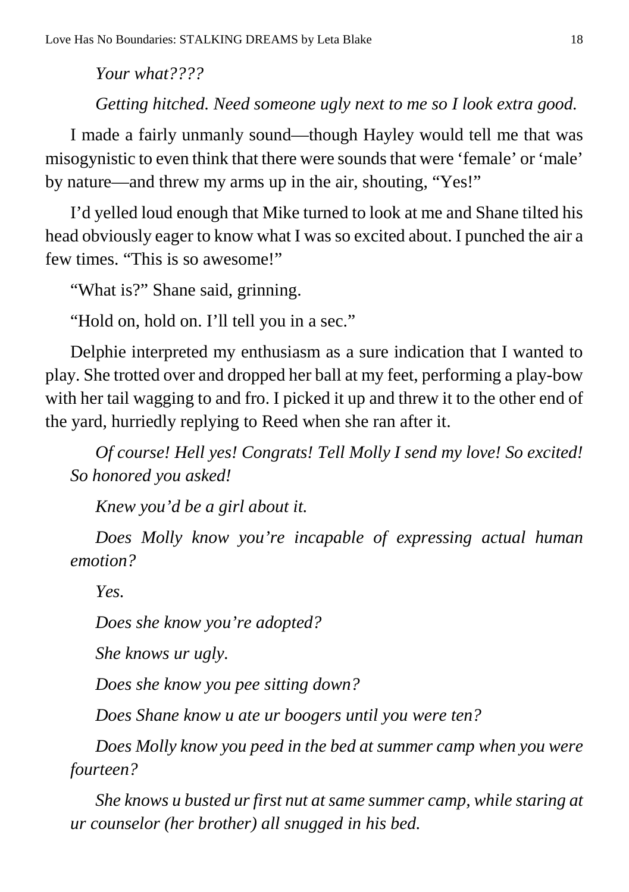*Your what????*

*Getting hitched. Need someone ugly next to me so I look extra good.*

I made a fairly unmanly sound—though Hayley would tell me that was misogynistic to even think that there were sounds that were 'female' or 'male' by nature—and threw my arms up in the air, shouting, "Yes!"

I'd yelled loud enough that Mike turned to look at me and Shane tilted his head obviously eager to know what I was so excited about. I punched the air a few times. "This is so awesome!"

"What is?" Shane said, grinning.

"Hold on, hold on. I'll tell you in a sec."

Delphie interpreted my enthusiasm as a sure indication that I wanted to play. She trotted over and dropped her ball at my feet, performing a play-bow with her tail wagging to and fro. I picked it up and threw it to the other end of the yard, hurriedly replying to Reed when she ran after it.

*Of course! Hell yes! Congrats! Tell Molly I send my love! So excited! So honored you asked!*

*Knew you'd be a girl about it.*

*Does Molly know you're incapable of expressing actual human emotion?*

*Yes.*

*Does she know you're adopted?*

*She knows ur ugly.*

*Does she know you pee sitting down?*

*Does Shane know u ate ur boogers until you were ten?*

*Does Molly know you peed in the bed at summer camp when you were fourteen?*

*She knows u busted ur first nut at same summer camp, while staring at ur counselor (her brother) all snugged in his bed.*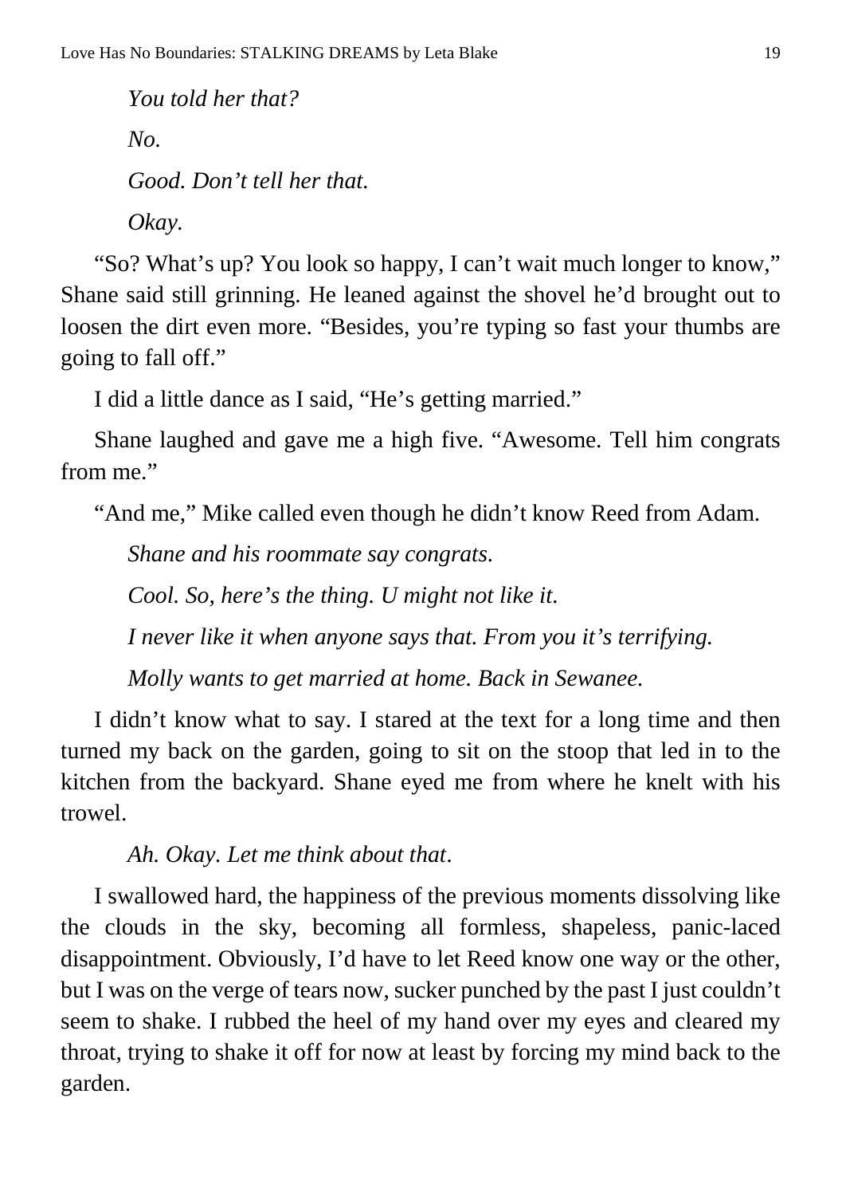*You told her that?*

*No.*

*Good. Don't tell her that.*

*Okay.*

"So? What's up? You look so happy, I can't wait much longer to know," Shane said still grinning. He leaned against the shovel he'd brought out to loosen the dirt even more. "Besides, you're typing so fast your thumbs are going to fall off."

I did a little dance as I said, "He's getting married."

Shane laughed and gave me a high five. "Awesome. Tell him congrats from me."

"And me," Mike called even though he didn't know Reed from Adam.

*Shane and his roommate say congrats.*

*Cool. So, here's the thing. U might not like it.*

*I never like it when anyone says that. From you it's terrifying.*

*Molly wants to get married at home. Back in Sewanee.*

I didn't know what to say. I stared at the text for a long time and then turned my back on the garden, going to sit on the stoop that led in to the kitchen from the backyard. Shane eyed me from where he knelt with his trowel.

*Ah. Okay. Let me think about that*.

I swallowed hard, the happiness of the previous moments dissolving like the clouds in the sky, becoming all formless, shapeless, panic-laced disappointment. Obviously, I'd have to let Reed know one way or the other, but I was on the verge of tears now, sucker punched by the past I just couldn't seem to shake. I rubbed the heel of my hand over my eyes and cleared my throat, trying to shake it off for now at least by forcing my mind back to the garden.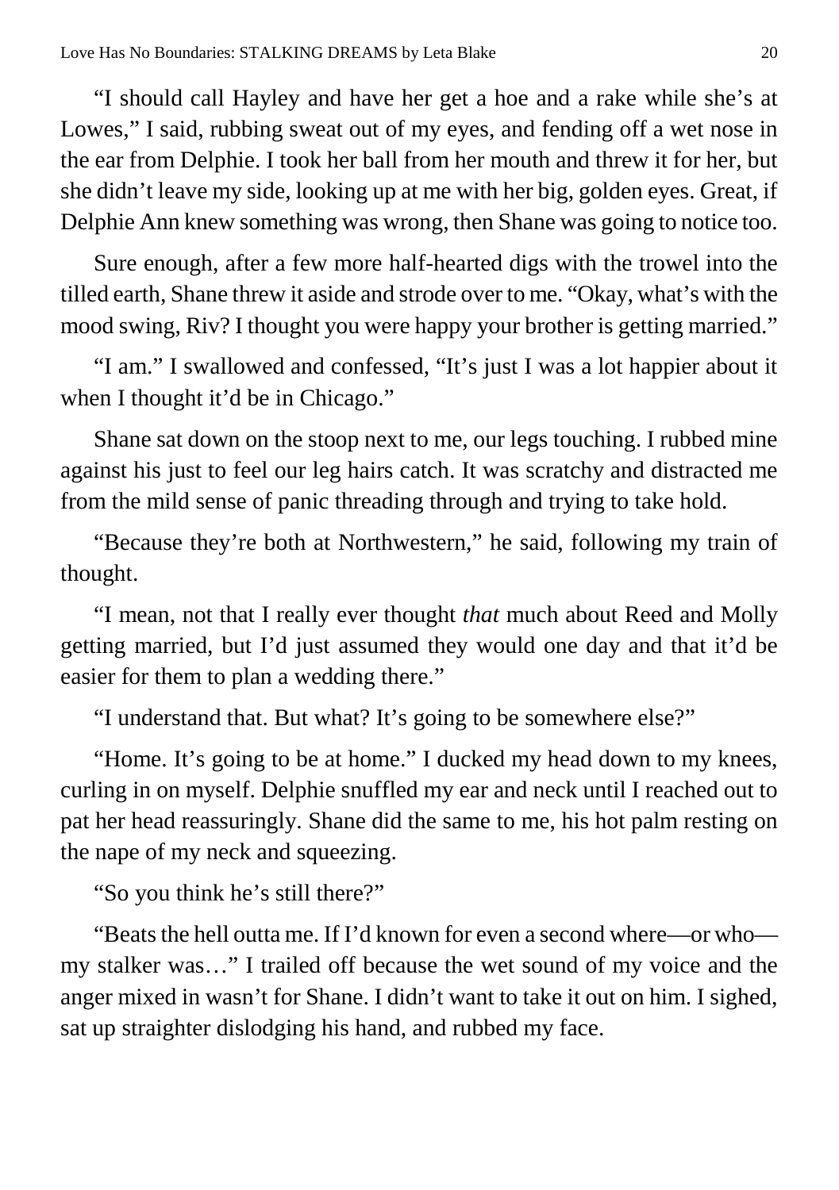"I should call Hayley and have her get a hoe and a rake while she's at Lowes," I said, rubbing sweat out of my eyes, and fending off a wet nose in the ear from Delphie. I took her ball from her mouth and threw it for her, but she didn't leave my side, looking up at me with her big, golden eyes. Great, if Delphie Ann knew something was wrong, then Shane was going to notice too.

Sure enough, after a few more half-hearted digs with the trowel into the tilled earth, Shane threw it aside and strode over to me. "Okay, what's with the mood swing, Riv? I thought you were happy your brother is getting married."

"I am." I swallowed and confessed, "It's just I was a lot happier about it when I thought it'd be in Chicago."

Shane sat down on the stoop next to me, our legs touching. I rubbed mine against his just to feel our leg hairs catch. It was scratchy and distracted me from the mild sense of panic threading through and trying to take hold.

"Because they're both at Northwestern," he said, following my train of thought.

"I mean, not that I really ever thought *that* much about Reed and Molly getting married, but I'd just assumed they would one day and that it'd be easier for them to plan a wedding there."

"I understand that. But what? It's going to be somewhere else?"

"Home. It's going to be at home." I ducked my head down to my knees, curling in on myself. Delphie snuffled my ear and neck until I reached out to pat her head reassuringly. Shane did the same to me, his hot palm resting on the nape of my neck and squeezing.

"So you think he's still there?"

"Beats the hell outta me. If I'd known for even a second where—or who—my stalker was…" I trailed off because the wet sound of my voice and the anger mixed in wasn't for Shane. I didn't want to take it out on him. I sighed, sat up straighter dislodging his hand, and rubbed my face.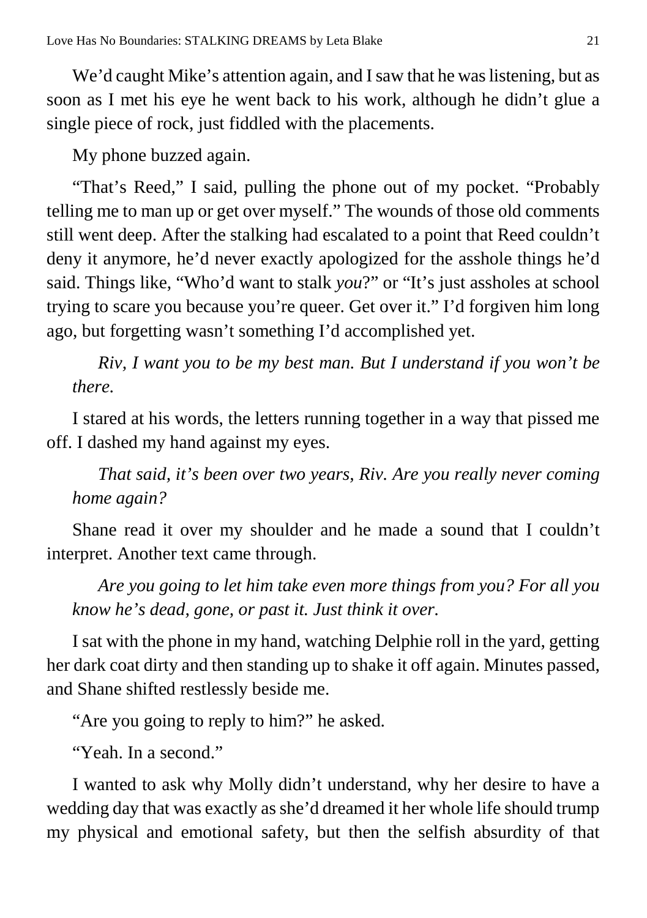We'd caught Mike's attention again, and I saw that he was listening, but as soon as I met his eye he went back to his work, although he didn't glue a single piece of rock, just fiddled with the placements.

My phone buzzed again.

"That's Reed," I said, pulling the phone out of my pocket. "Probably telling me to man up or get over myself." The wounds of those old comments still went deep. After the stalking had escalated to a point that Reed couldn't deny it anymore, he'd never exactly apologized for the asshole things he'd said. Things like, "Who'd want to stalk *you*?" or "It's just assholes at school trying to scare you because you're queer. Get over it." I'd forgiven him long ago, but forgetting wasn't something I'd accomplished yet.

*Riv, I want you to be my best man. But I understand if you won't be there.*

I stared at his words, the letters running together in a way that pissed me off. I dashed my hand against my eyes.

*That said, it's been over two years, Riv. Are you really never coming home again?*

Shane read it over my shoulder and he made a sound that I couldn't interpret. Another text came through.

*Are you going to let him take even more things from you? For all you know he's dead, gone, or past it. Just think it over.*

I sat with the phone in my hand, watching Delphie roll in the yard, getting her dark coat dirty and then standing up to shake it off again. Minutes passed, and Shane shifted restlessly beside me.

"Are you going to reply to him?" he asked.

"Yeah. In a second."

I wanted to ask why Molly didn't understand, why her desire to have a wedding day that was exactly as she'd dreamed it her whole life should trump my physical and emotional safety, but then the selfish absurdity of that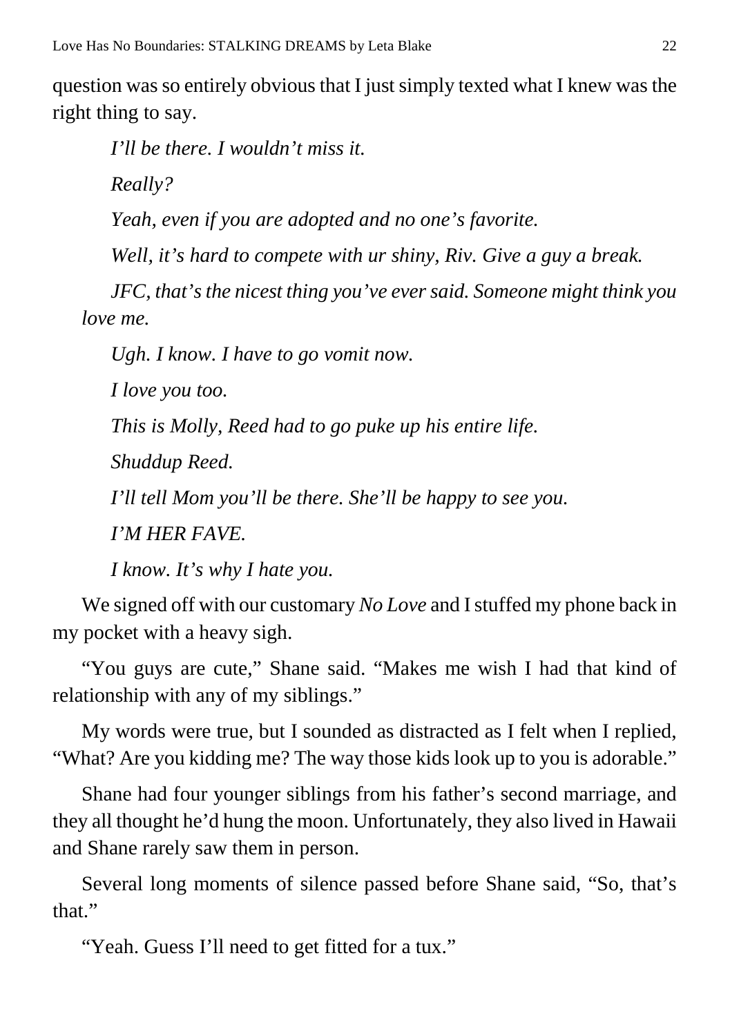question was so entirely obvious that I just simply texted what I knew was the right thing to say.

*I'll be there. I wouldn't miss it.*

*Really?*

*Yeah, even if you are adopted and no one's favorite.*

*Well, it's hard to compete with ur shiny, Riv. Give a guy a break.*

*JFC, that's the nicest thing you've ever said. Someone might think you love me.*

*Ugh. I know. I have to go vomit now.*

*I love you too.*

*This is Molly, Reed had to go puke up his entire life.*

*Shuddup Reed.*

*I'll tell Mom you'll be there. She'll be happy to see you.*

*I'M HER FAVE.*

*I know. It's why I hate you.*

We signed off with our customary *No Love* and I stuffed my phone back in my pocket with a heavy sigh.

"You guys are cute," Shane said. "Makes me wish I had that kind of relationship with any of my siblings."

My words were true, but I sounded as distracted as I felt when I replied, "What? Are you kidding me? The way those kids look up to you is adorable."

Shane had four younger siblings from his father's second marriage, and they all thought he'd hung the moon. Unfortunately, they also lived in Hawaii and Shane rarely saw them in person.

Several long moments of silence passed before Shane said, "So, that's that."

"Yeah. Guess I'll need to get fitted for a tux."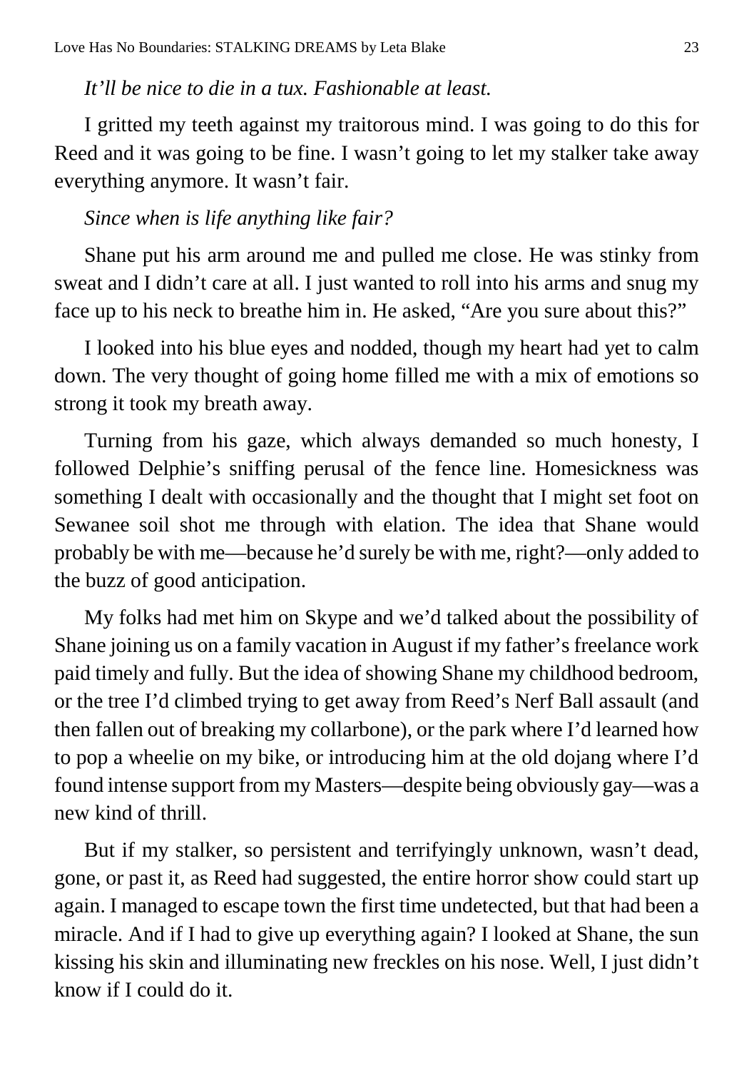*It'll be nice to die in a tux. Fashionable at least.*

I gritted my teeth against my traitorous mind. I was going to do this for Reed and it was going to be fine. I wasn't going to let my stalker take away everything anymore. It wasn't fair.

*Since when is life anything like fair?*

Shane put his arm around me and pulled me close. He was stinky from sweat and I didn't care at all. I just wanted to roll into his arms and snug my face up to his neck to breathe him in. He asked, "Are you sure about this?"

I looked into his blue eyes and nodded, though my heart had yet to calm down. The very thought of going home filled me with a mix of emotions so strong it took my breath away.

Turning from his gaze, which always demanded so much honesty, I followed Delphie's sniffing perusal of the fence line. Homesickness was something I dealt with occasionally and the thought that I might set foot on Sewanee soil shot me through with elation. The idea that Shane would probably be with me—because he'd surely be with me, right?—only added to the buzz of good anticipation.

My folks had met him on Skype and we'd talked about the possibility of Shane joining us on a family vacation in August if my father's freelance work paid timely and fully. But the idea of showing Shane my childhood bedroom, or the tree I'd climbed trying to get away from Reed's Nerf Ball assault (and then fallen out of breaking my collarbone), or the park where I'd learned how to pop a wheelie on my bike, or introducing him at the old dojang where I'd found intense support from my Masters—despite being obviously gay—was a new kind of thrill.

But if my stalker, so persistent and terrifyingly unknown, wasn't dead, gone, or past it, as Reed had suggested, the entire horror show could start up again. I managed to escape town the first time undetected, but that had been a miracle. And if I had to give up everything again? I looked at Shane, the sun kissing his skin and illuminating new freckles on his nose. Well, I just didn't know if I could do it.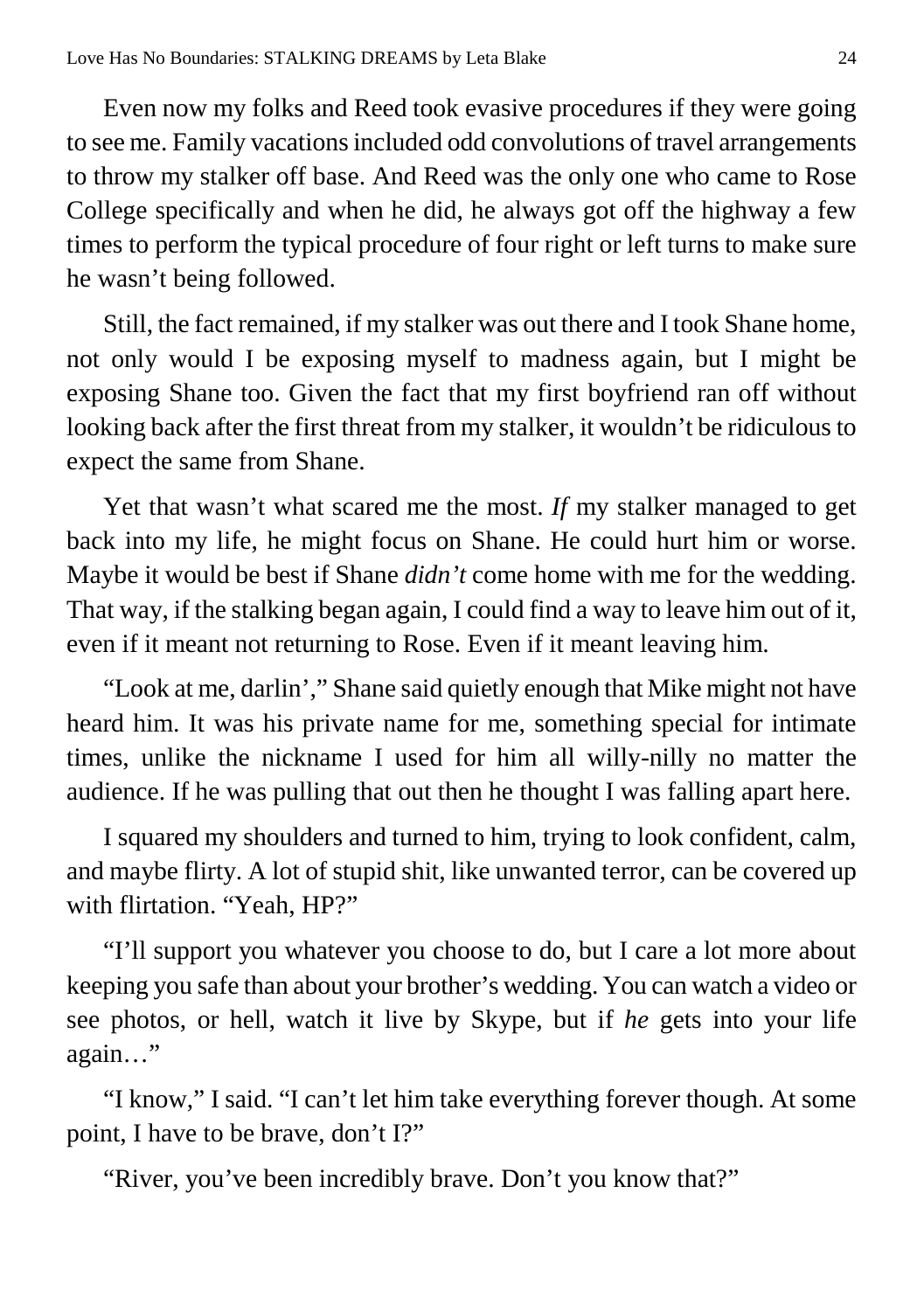Even now my folks and Reed took evasive procedures if they were going to see me. Family vacations included odd convolutions of travel arrangements to throw my stalker off base. And Reed was the only one who came to Rose College specifically and when he did, he always got off the highway a few times to perform the typical procedure of four right or left turns to make sure he wasn't being followed.

Still, the fact remained, if my stalker was out there and I took Shane home, not only would I be exposing myself to madness again, but I might be exposing Shane too. Given the fact that my first boyfriend ran off without looking back after the first threat from my stalker, it wouldn't be ridiculous to expect the same from Shane.

Yet that wasn't what scared me the most. *If* my stalker managed to get back into my life, he might focus on Shane. He could hurt him or worse. Maybe it would be best if Shane *didn't* come home with me for the wedding. That way, if the stalking began again, I could find a way to leave him out of it, even if it meant not returning to Rose. Even if it meant leaving him.

"Look at me, darlin'," Shane said quietly enough that Mike might not have heard him. It was his private name for me, something special for intimate times, unlike the nickname I used for him all willy-nilly no matter the audience. If he was pulling that out then he thought I was falling apart here.

I squared my shoulders and turned to him, trying to look confident, calm, and maybe flirty. A lot of stupid shit, like unwanted terror, can be covered up with flirtation. "Yeah, HP?"

"I'll support you whatever you choose to do, but I care a lot more about keeping you safe than about your brother's wedding. You can watch a video or see photos, or hell, watch it live by Skype, but if *he* gets into your life again…"

"I know," I said. "I can't let him take everything forever though. At some point, I have to be brave, don't I?"

"River, you've been incredibly brave. Don't you know that?"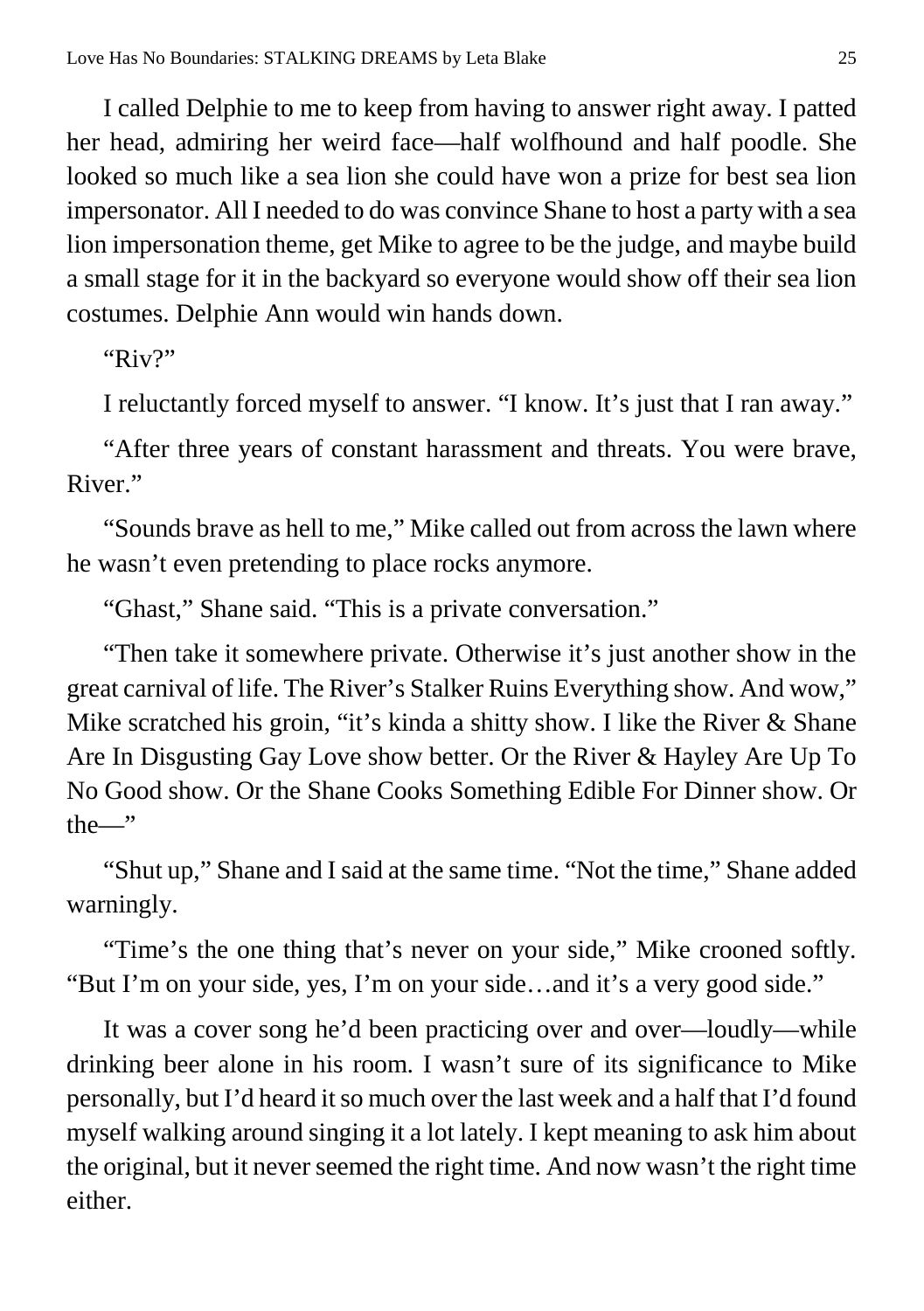I called Delphie to me to keep from having to answer right away. I patted her head, admiring her weird face—half wolfhound and half poodle. She looked so much like a sea lion she could have won a prize for best sea lion impersonator. All I needed to do was convince Shane to host a party with a sea lion impersonation theme, get Mike to agree to be the judge, and maybe build a small stage for it in the backyard so everyone would show off their sea lion costumes. Delphie Ann would win hands down.

"Riv?"

I reluctantly forced myself to answer. "I know. It's just that I ran away."

"After three years of constant harassment and threats. You were brave, River."

"Sounds brave as hell to me," Mike called out from across the lawn where he wasn't even pretending to place rocks anymore.

"Ghast," Shane said. "This is a private conversation."

"Then take it somewhere private. Otherwise it's just another show in the great carnival of life. The River's Stalker Ruins Everything show. And wow," Mike scratched his groin, "it's kinda a shitty show. I like the River & Shane Are In Disgusting Gay Love show better. Or the River & Hayley Are Up To No Good show. Or the Shane Cooks Something Edible For Dinner show. Or the—"

"Shut up," Shane and I said at the same time. "Not the time," Shane added warningly.

"Time's the one thing that's never on your side," Mike crooned softly. "But I'm on your side, yes, I'm on your side…and it's a very good side."

It was a cover song he'd been practicing over and over—loudly—while drinking beer alone in his room. I wasn't sure of its significance to Mike personally, but I'd heard it so much over the last week and a half that I'd found myself walking around singing it a lot lately. I kept meaning to ask him about the original, but it never seemed the right time. And now wasn't the right time either.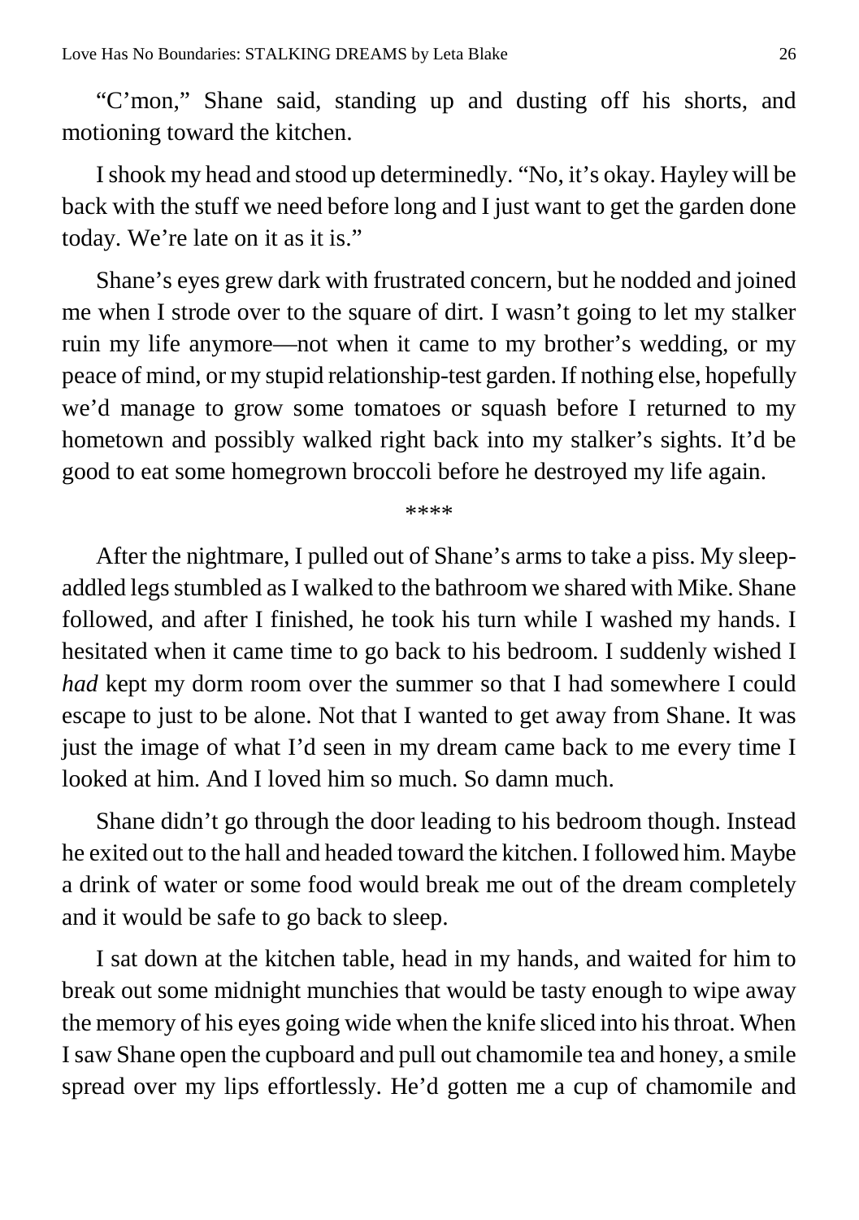"C'mon," Shane said, standing up and dusting off his shorts, and motioning toward the kitchen.

I shook my head and stood up determinedly. "No, it's okay. Hayley will be back with the stuff we need before long and I just want to get the garden done today. We're late on it as it is."

Shane's eyes grew dark with frustrated concern, but he nodded and joined me when I strode over to the square of dirt. I wasn't going to let my stalker ruin my life anymore—not when it came to my brother's wedding, or my peace of mind, or my stupid relationship-test garden. If nothing else, hopefully we'd manage to grow some tomatoes or squash before I returned to my hometown and possibly walked right back into my stalker's sights. It'd be good to eat some homegrown broccoli before he destroyed my life again.

\*\*\*\*

After the nightmare, I pulled out of Shane's arms to take a piss. My sleep-addled legs stumbled as I walked to the bathroom we shared with Mike. Shane followed, and after I finished, he took his turn while I washed my hands. I hesitated when it came time to go back to his bedroom. I suddenly wished I *had* kept my dorm room over the summer so that I had somewhere I could escape to just to be alone. Not that I wanted to get away from Shane. It was just the image of what I'd seen in my dream came back to me every time I looked at him. And I loved him so much. So damn much.

Shane didn't go through the door leading to his bedroom though. Instead he exited out to the hall and headed toward the kitchen. I followed him. Maybe a drink of water or some food would break me out of the dream completely and it would be safe to go back to sleep.

I sat down at the kitchen table, head in my hands, and waited for him to break out some midnight munchies that would be tasty enough to wipe away the memory of his eyes going wide when the knife sliced into his throat. When I saw Shane open the cupboard and pull out chamomile tea and honey, a smile spread over my lips effortlessly. He'd gotten me a cup of chamomile and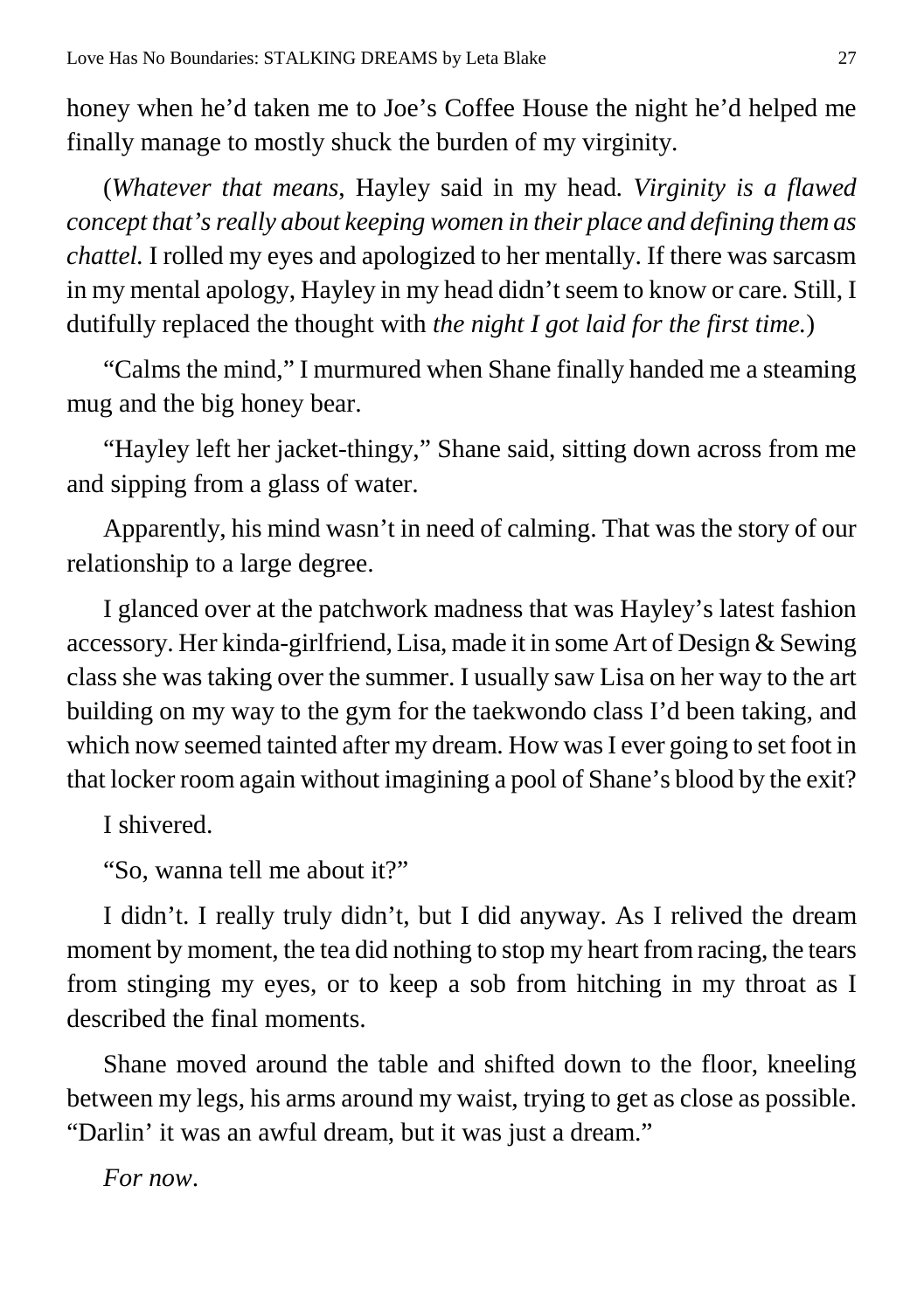honey when he'd taken me to Joe's Coffee House the night he'd helped me finally manage to mostly shuck the burden of my virginity.

(*Whatever that means,* Hayley said in my head. *Virginity is a flawed concept that's really about keeping women in their place and defining them as chattel.* I rolled my eyes and apologized to her mentally. If there was sarcasm in my mental apology, Hayley in my head didn't seem to know or care. Still, I dutifully replaced the thought with *the night I got laid for the first time.*)

"Calms the mind," I murmured when Shane finally handed me a steaming mug and the big honey bear.

"Hayley left her jacket-thingy," Shane said, sitting down across from me and sipping from a glass of water.

Apparently, his mind wasn't in need of calming. That was the story of our relationship to a large degree.

I glanced over at the patchwork madness that was Hayley's latest fashion accessory. Her kinda-girlfriend, Lisa, made it in some Art of Design & Sewing class she was taking over the summer. I usually saw Lisa on her way to the art building on my way to the gym for the taekwondo class I'd been taking, and which now seemed tainted after my dream. How was I ever going to set foot in that locker room again without imagining a pool of Shane's blood by the exit?

I shivered.

"So, wanna tell me about it?"

I didn't. I really truly didn't, but I did anyway. As I relived the dream moment by moment, the tea did nothing to stop my heart from racing, the tears from stinging my eyes, or to keep a sob from hitching in my throat as I described the final moments.

Shane moved around the table and shifted down to the floor, kneeling between my legs, his arms around my waist, trying to get as close as possible. "Darlin' it was an awful dream, but it was just a dream."

*For now*.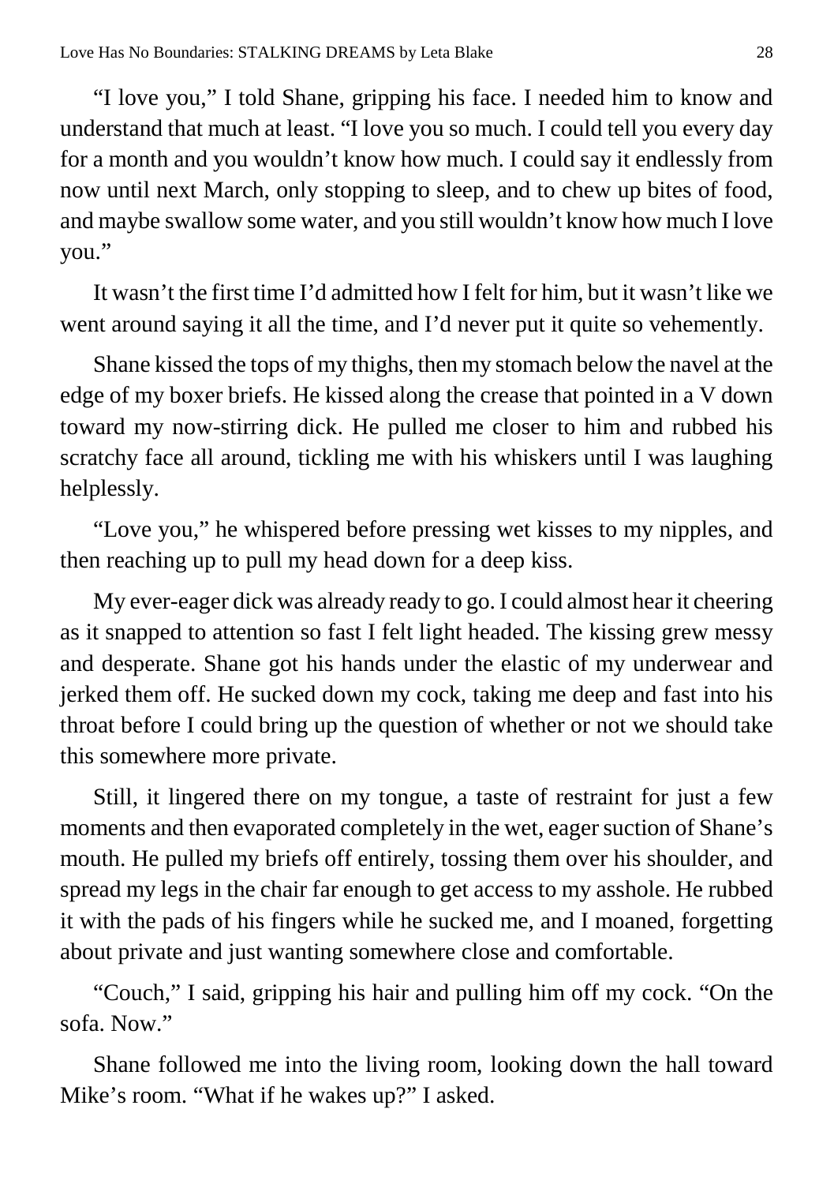"I love you," I told Shane, gripping his face. I needed him to know and understand that much at least. "I love you so much. I could tell you every day for a month and you wouldn't know how much. I could say it endlessly from now until next March, only stopping to sleep, and to chew up bites of food, and maybe swallow some water, and you still wouldn't know how much I love you."

It wasn't the first time I'd admitted how I felt for him, but it wasn't like we went around saying it all the time, and I'd never put it quite so vehemently.

Shane kissed the tops of my thighs, then my stomach below the navel at the edge of my boxer briefs. He kissed along the crease that pointed in a V down toward my now-stirring dick. He pulled me closer to him and rubbed his scratchy face all around, tickling me with his whiskers until I was laughing helplessly.

"Love you," he whispered before pressing wet kisses to my nipples, and then reaching up to pull my head down for a deep kiss.

My ever-eager dick was already ready to go. I could almost hear it cheering as it snapped to attention so fast I felt light headed. The kissing grew messy and desperate. Shane got his hands under the elastic of my underwear and jerked them off. He sucked down my cock, taking me deep and fast into his throat before I could bring up the question of whether or not we should take this somewhere more private.

Still, it lingered there on my tongue, a taste of restraint for just a few moments and then evaporated completely in the wet, eager suction of Shane's mouth. He pulled my briefs off entirely, tossing them over his shoulder, and spread my legs in the chair far enough to get access to my asshole. He rubbed it with the pads of his fingers while he sucked me, and I moaned, forgetting about private and just wanting somewhere close and comfortable.

"Couch," I said, gripping his hair and pulling him off my cock. "On the sofa. Now."

Shane followed me into the living room, looking down the hall toward Mike's room. "What if he wakes up?" I asked.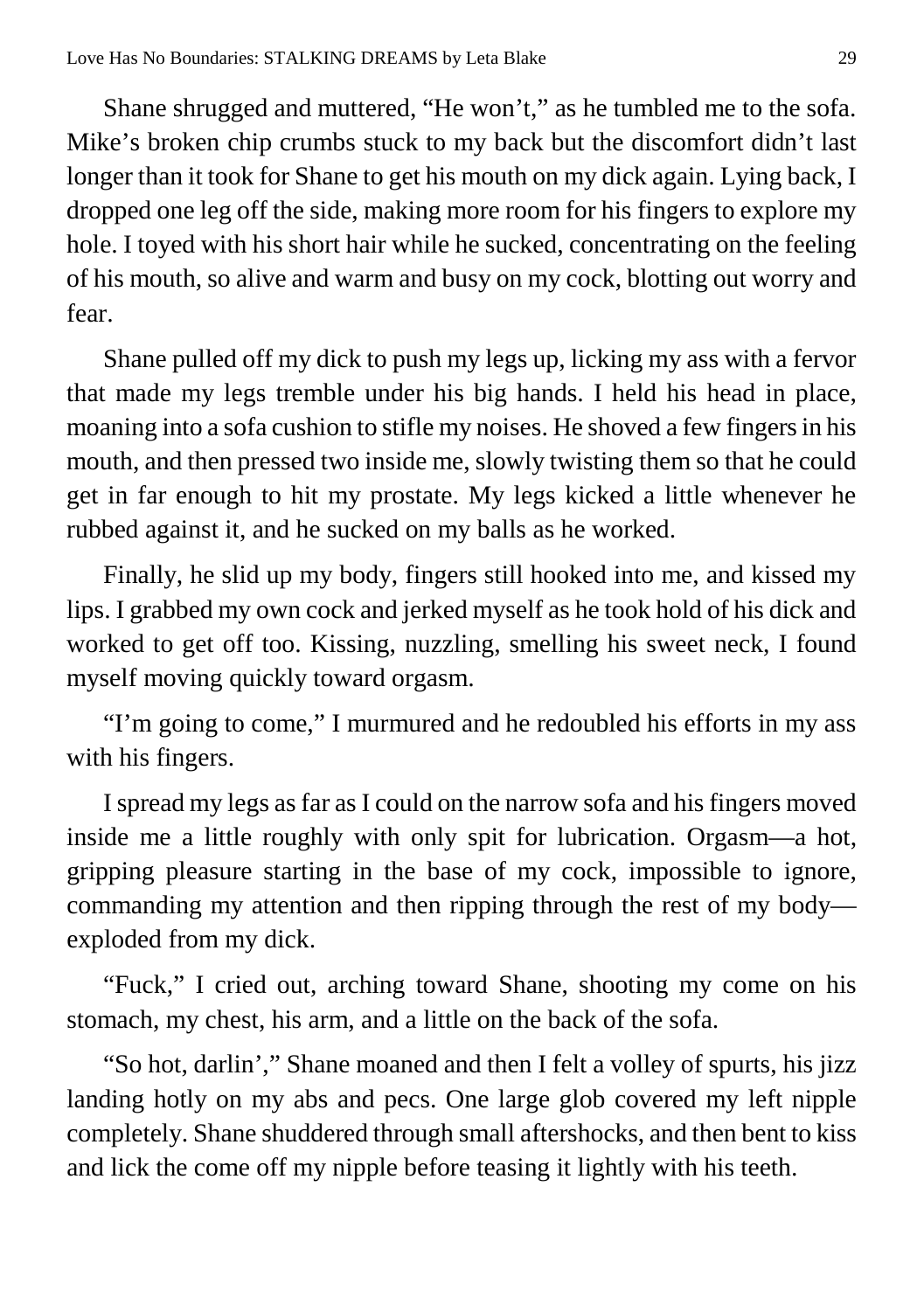Shane shrugged and muttered, "He won't," as he tumbled me to the sofa. Mike's broken chip crumbs stuck to my back but the discomfort didn't last longer than it took for Shane to get his mouth on my dick again. Lying back, I dropped one leg off the side, making more room for his fingers to explore my hole. I toyed with his short hair while he sucked, concentrating on the feeling of his mouth, so alive and warm and busy on my cock, blotting out worry and fear.

Shane pulled off my dick to push my legs up, licking my ass with a fervor that made my legs tremble under his big hands. I held his head in place, moaning into a sofa cushion to stifle my noises. He shoved a few fingers in his mouth, and then pressed two inside me, slowly twisting them so that he could get in far enough to hit my prostate. My legs kicked a little whenever he rubbed against it, and he sucked on my balls as he worked.

Finally, he slid up my body, fingers still hooked into me, and kissed my lips. I grabbed my own cock and jerked myself as he took hold of his dick and worked to get off too. Kissing, nuzzling, smelling his sweet neck, I found myself moving quickly toward orgasm.

"I'm going to come," I murmured and he redoubled his efforts in my ass with his fingers.

I spread my legs as far as I could on the narrow sofa and his fingers moved inside me a little roughly with only spit for lubrication. Orgasm—a hot, gripping pleasure starting in the base of my cock, impossible to ignore, commanding my attention and then ripping through the rest of my body—exploded from my dick.

"Fuck," I cried out, arching toward Shane, shooting my come on his stomach, my chest, his arm, and a little on the back of the sofa.

"So hot, darlin'," Shane moaned and then I felt a volley of spurts, his jizz landing hotly on my abs and pecs. One large glob covered my left nipple completely. Shane shuddered through small aftershocks, and then bent to kiss and lick the come off my nipple before teasing it lightly with his teeth.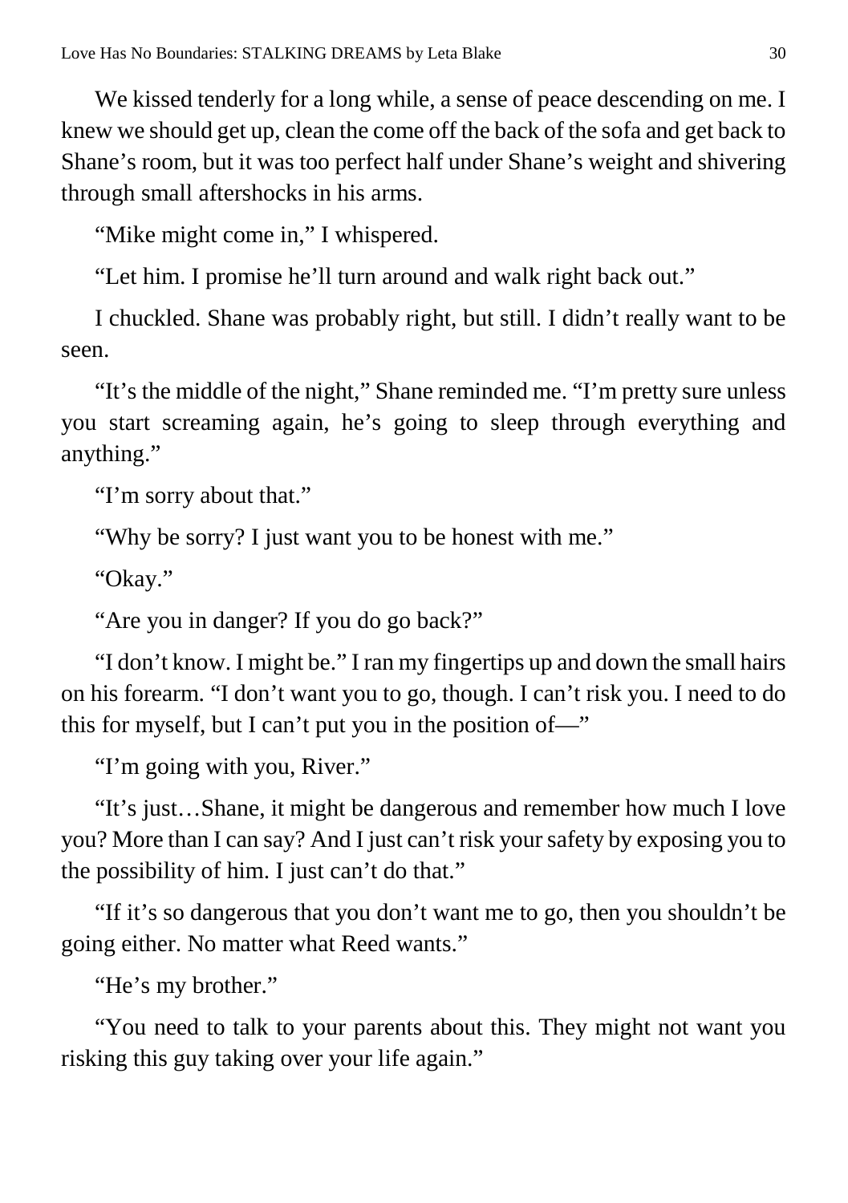We kissed tenderly for a long while, a sense of peace descending on me. I knew we should get up, clean the come off the back of the sofa and get back to Shane's room, but it was too perfect half under Shane's weight and shivering through small aftershocks in his arms.

"Mike might come in," I whispered.

"Let him. I promise he'll turn around and walk right back out."

I chuckled. Shane was probably right, but still. I didn't really want to be seen.

"It's the middle of the night," Shane reminded me. "I'm pretty sure unless you start screaming again, he's going to sleep through everything and anything."

"I'm sorry about that."

"Why be sorry? I just want you to be honest with me."

"Okay."

"Are you in danger? If you do go back?"

"I don't know. I might be." I ran my fingertips up and down the small hairs on his forearm. "I don't want you to go, though. I can't risk you. I need to do this for myself, but I can't put you in the position of—"

"I'm going with you, River."

"It's just…Shane, it might be dangerous and remember how much I love you? More than I can say? And I just can't risk your safety by exposing you to the possibility of him. I just can't do that."

"If it's so dangerous that you don't want me to go, then you shouldn't be going either. No matter what Reed wants."

"He's my brother."

"You need to talk to your parents about this. They might not want you risking this guy taking over your life again."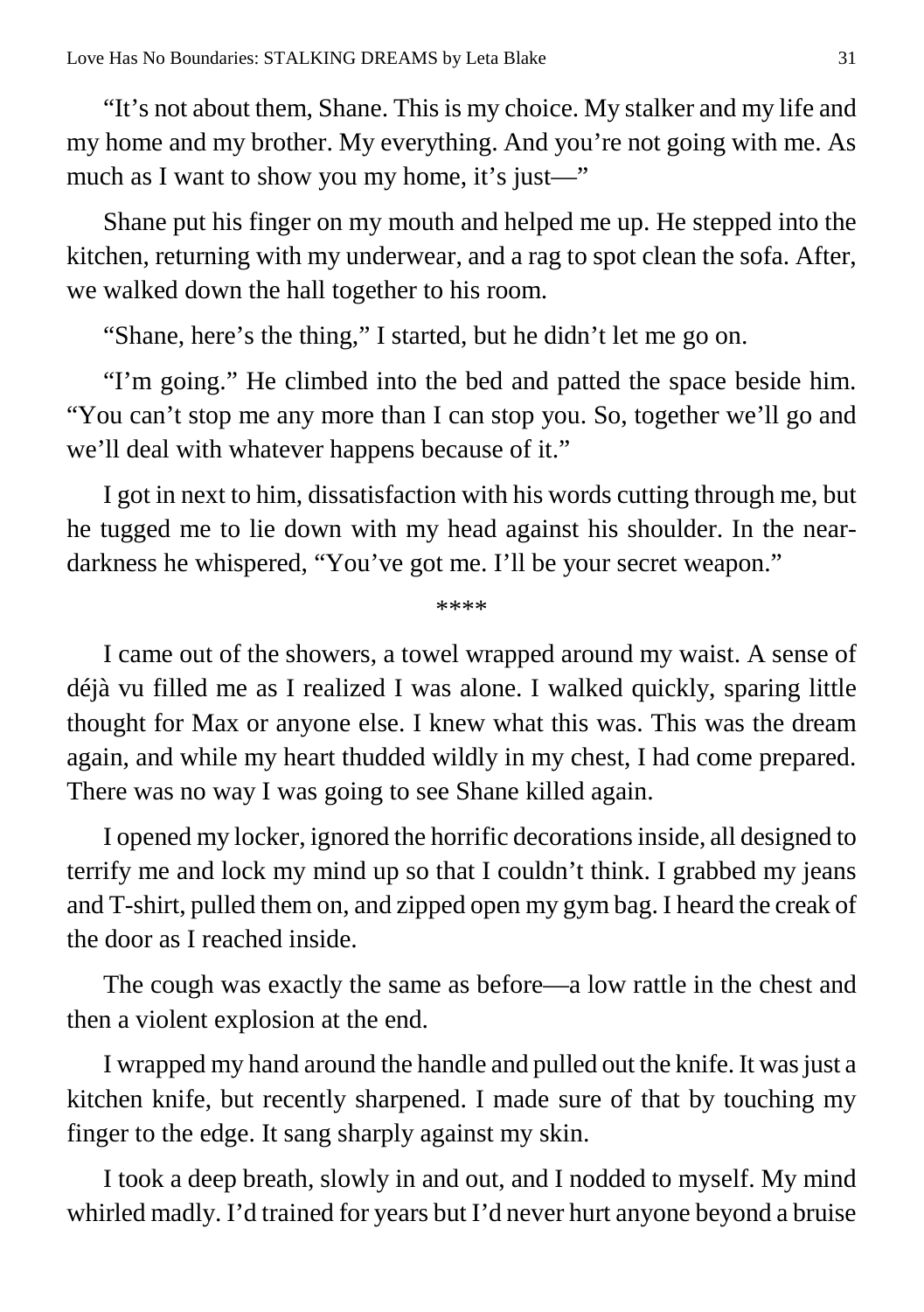"It's not about them, Shane. This is my choice. My stalker and my life and my home and my brother. My everything. And you're not going with me. As much as I want to show you my home, it's just—"

Shane put his finger on my mouth and helped me up. He stepped into the kitchen, returning with my underwear, and a rag to spot clean the sofa. After, we walked down the hall together to his room.

"Shane, here's the thing," I started, but he didn't let me go on.

"I'm going." He climbed into the bed and patted the space beside him. "You can't stop me any more than I can stop you. So, together we'll go and we'll deal with whatever happens because of it."

I got in next to him, dissatisfaction with his words cutting through me, but he tugged me to lie down with my head against his shoulder. In the near-darkness he whispered, "You've got me. I'll be your secret weapon."

****

I came out of the showers, a towel wrapped around my waist. A sense of déjà vu filled me as I realized I was alone. I walked quickly, sparing little thought for Max or anyone else. I knew what this was. This was the dream again, and while my heart thudded wildly in my chest, I had come prepared. There was no way I was going to see Shane killed again.

I opened my locker, ignored the horrific decorations inside, all designed to terrify me and lock my mind up so that I couldn't think. I grabbed my jeans and T-shirt, pulled them on, and zipped open my gym bag. I heard the creak of the door as I reached inside.

The cough was exactly the same as before—a low rattle in the chest and then a violent explosion at the end.

I wrapped my hand around the handle and pulled out the knife. It was just a kitchen knife, but recently sharpened. I made sure of that by touching my finger to the edge. It sang sharply against my skin.

I took a deep breath, slowly in and out, and I nodded to myself. My mind whirled madly. I'd trained for years but I'd never hurt anyone beyond a bruise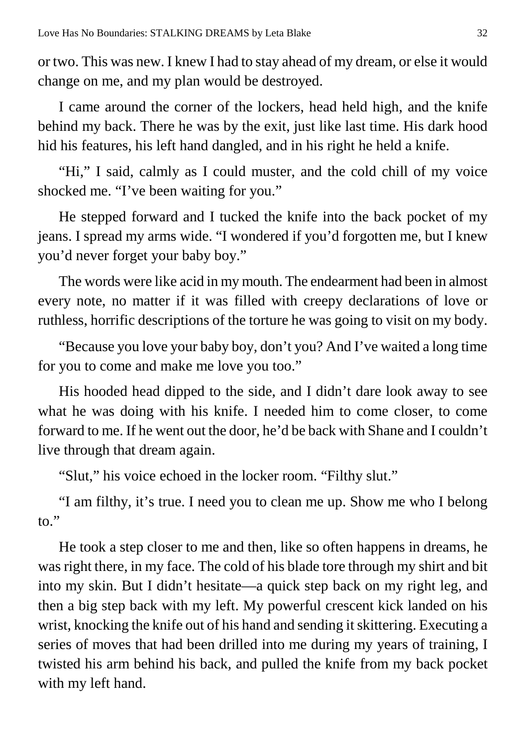or two. This was new. I knew I had to stay ahead of my dream, or else it would change on me, and my plan would be destroyed.

I came around the corner of the lockers, head held high, and the knife behind my back. There he was by the exit, just like last time. His dark hood hid his features, his left hand dangled, and in his right he held a knife.

"Hi," I said, calmly as I could muster, and the cold chill of my voice shocked me. "I've been waiting for you."

He stepped forward and I tucked the knife into the back pocket of my jeans. I spread my arms wide. "I wondered if you'd forgotten me, but I knew you'd never forget your baby boy."

The words were like acid in my mouth. The endearment had been in almost every note, no matter if it was filled with creepy declarations of love or ruthless, horrific descriptions of the torture he was going to visit on my body.

"Because you love your baby boy, don't you? And I've waited a long time for you to come and make me love you too."

His hooded head dipped to the side, and I didn't dare look away to see what he was doing with his knife. I needed him to come closer, to come forward to me. If he went out the door, he'd be back with Shane and I couldn't live through that dream again.

"Slut," his voice echoed in the locker room. "Filthy slut."

"I am filthy, it's true. I need you to clean me up. Show me who I belong to."

He took a step closer to me and then, like so often happens in dreams, he was right there, in my face. The cold of his blade tore through my shirt and bit into my skin. But I didn't hesitate—a quick step back on my right leg, and then a big step back with my left. My powerful crescent kick landed on his wrist, knocking the knife out of his hand and sending it skittering. Executing a series of moves that had been drilled into me during my years of training, I twisted his arm behind his back, and pulled the knife from my back pocket with my left hand.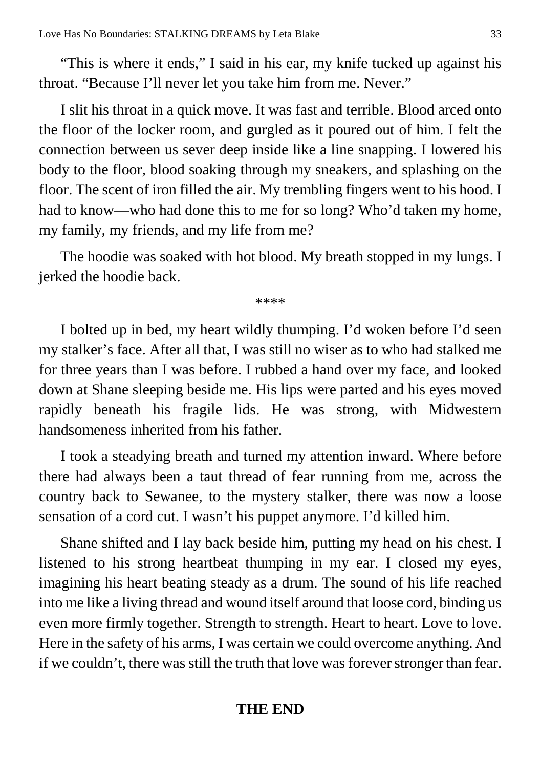"This is where it ends," I said in his ear, my knife tucked up against his throat. "Because I'll never let you take him from me. Never."

I slit his throat in a quick move. It was fast and terrible. Blood arced onto the floor of the locker room, and gurgled as it poured out of him. I felt the connection between us sever deep inside like a line snapping. I lowered his body to the floor, blood soaking through my sneakers, and splashing on the floor. The scent of iron filled the air. My trembling fingers went to his hood. I had to know—who had done this to me for so long? Who'd taken my home, my family, my friends, and my life from me?

The hoodie was soaked with hot blood. My breath stopped in my lungs. I jerked the hoodie back.

****

I bolted up in bed, my heart wildly thumping. I'd woken before I'd seen my stalker's face. After all that, I was still no wiser as to who had stalked me for three years than I was before. I rubbed a hand over my face, and looked down at Shane sleeping beside me. His lips were parted and his eyes moved rapidly beneath his fragile lids. He was strong, with Midwestern handsomeness inherited from his father.

I took a steadying breath and turned my attention inward. Where before there had always been a taut thread of fear running from me, across the country back to Sewanee, to the mystery stalker, there was now a loose sensation of a cord cut. I wasn't his puppet anymore. I'd killed him.

Shane shifted and I lay back beside him, putting my head on his chest. I listened to his strong heartbeat thumping in my ear. I closed my eyes, imagining his heart beating steady as a drum. The sound of his life reached into me like a living thread and wound itself around that loose cord, binding us even more firmly together. Strength to strength. Heart to heart. Love to love. Here in the safety of his arms, I was certain we could overcome anything. And if we couldn't, there was still the truth that love was forever stronger than fear.

**THE END**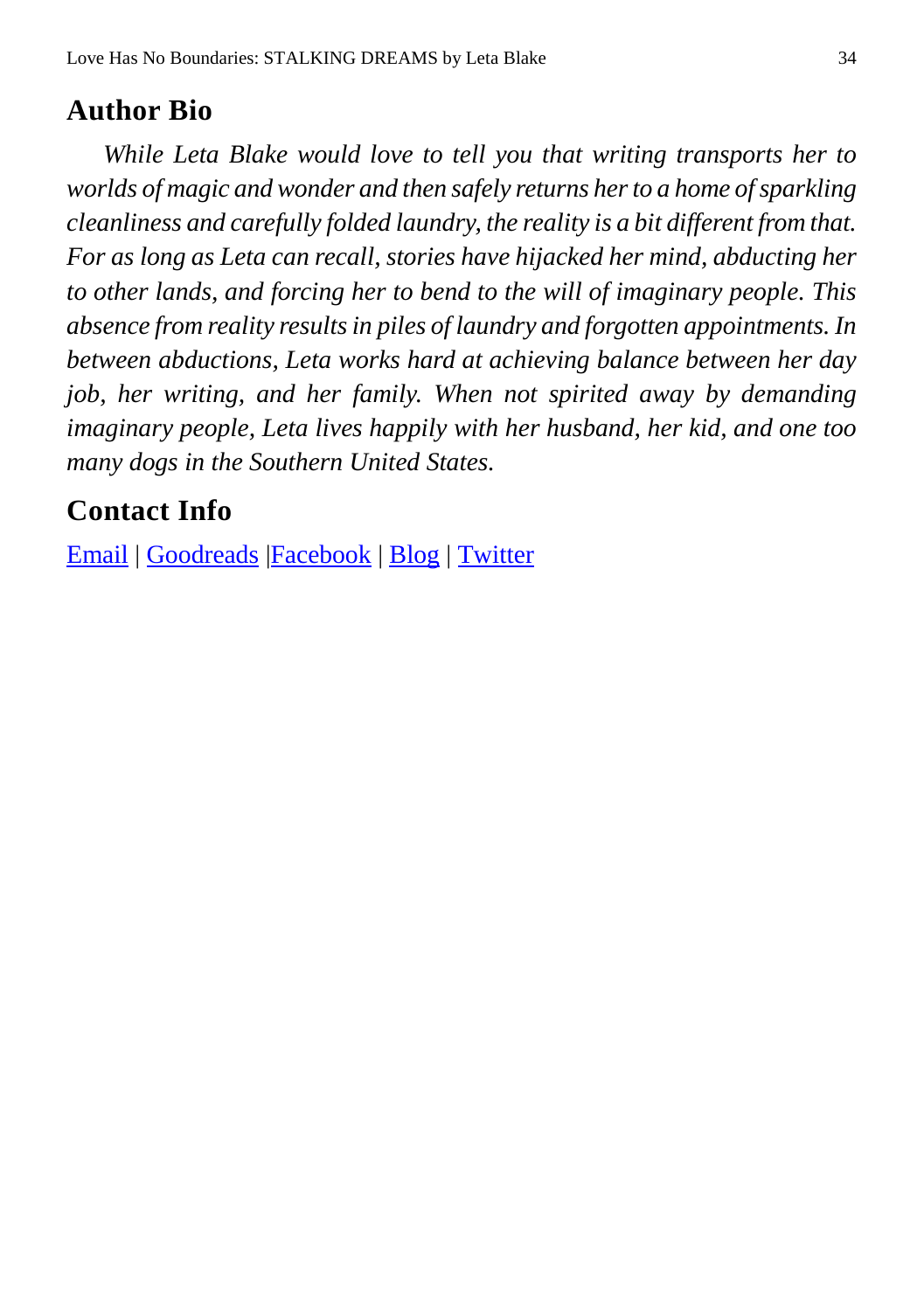## Author Bio

*While Leta Blake would love to tell you that writing transports her to worlds of magic and wonder and then safely returns her to a home of sparkling cleanliness and carefully folded laundry, the reality is a bit different from that. For as long as Leta can recall, stories have hijacked her mind, abducting her to other lands, and forcing her to bend to the will of imaginary people. This absence from reality results in piles of laundry and forgotten appointments. In between abductions, Leta works hard at achieving balance between her day job, her writing, and her family. When not spirited away by demanding imaginary people, Leta lives happily with her husband, her kid, and one too many dogs in the Southern United States.*

## Contact Info

Email | Goodreads |Facebook | Blog | Twitter